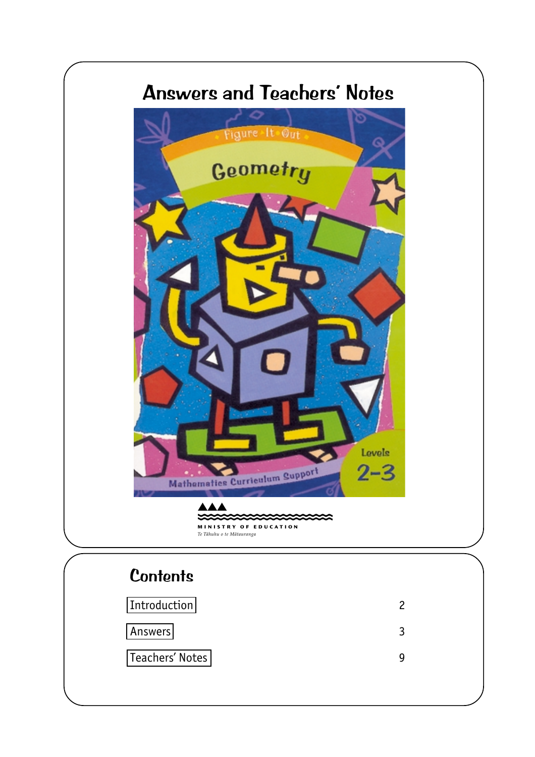# Answers and Teachers' Notes

Figure It Out

Geometry

Mathematics Curriculum Support

Levels 2–3

MINISTRY OF EDUCATION

*Te Tāhuhu o te Mātauranga*

## Contents

| | |
|---|---|
| Introduction | 2 |
| Answers | 3 |
| Teachers' Notes | 9 |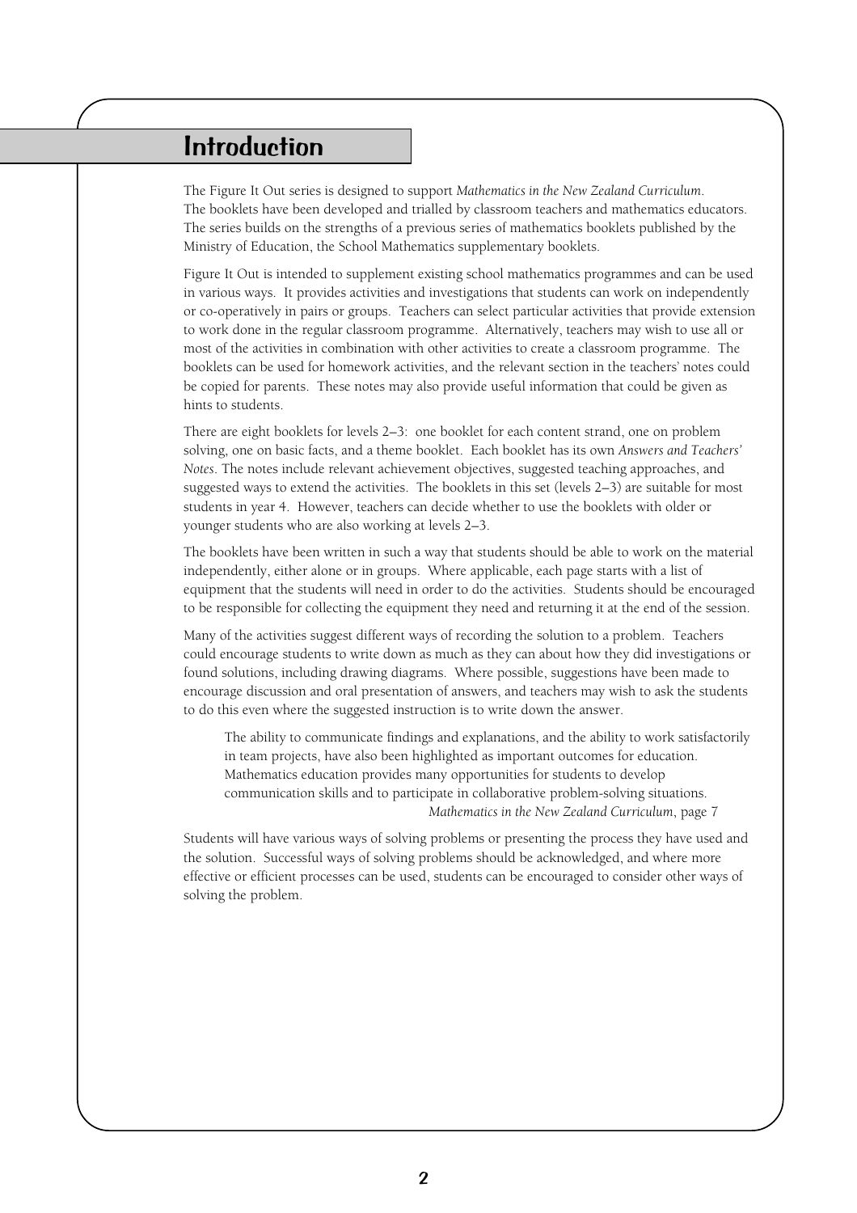# Introduction

The Figure It Out series is designed to support *Mathematics in the New Zealand Curriculum*. The booklets have been developed and trialled by classroom teachers and mathematics educators. The series builds on the strengths of a previous series of mathematics booklets published by the Ministry of Education, the School Mathematics supplementary booklets.

Figure It Out is intended to supplement existing school mathematics programmes and can be used in various ways. It provides activities and investigations that students can work on independently or co-operatively in pairs or groups. Teachers can select particular activities that provide extension to work done in the regular classroom programme. Alternatively, teachers may wish to use all or most of the activities in combination with other activities to create a classroom programme. The booklets can be used for homework activities, and the relevant section in the teachers' notes could be copied for parents. These notes may also provide useful information that could be given as hints to students.

There are eight booklets for levels 2–3: one booklet for each content strand, one on problem solving, one on basic facts, and a theme booklet. Each booklet has its own *Answers and Teachers' Notes*. The notes include relevant achievement objectives, suggested teaching approaches, and suggested ways to extend the activities. The booklets in this set (levels 2–3) are suitable for most students in year 4. However, teachers can decide whether to use the booklets with older or younger students who are also working at levels 2–3.

The booklets have been written in such a way that students should be able to work on the material independently, either alone or in groups. Where applicable, each page starts with a list of equipment that the students will need in order to do the activities. Students should be encouraged to be responsible for collecting the equipment they need and returning it at the end of the session.

Many of the activities suggest different ways of recording the solution to a problem. Teachers could encourage students to write down as much as they can about how they did investigations or found solutions, including drawing diagrams. Where possible, suggestions have been made to encourage discussion and oral presentation of answers, and teachers may wish to ask the students to do this even where the suggested instruction is to write down the answer.

> The ability to communicate findings and explanations, and the ability to work satisfactorily in team projects, have also been highlighted as important outcomes for education. Mathematics education provides many opportunities for students to develop communication skills and to participate in collaborative problem-solving situations.
>
> *Mathematics in the New Zealand Curriculum*, page 7

Students will have various ways of solving problems or presenting the process they have used and the solution. Successful ways of solving problems should be acknowledged, and where more effective or efficient processes can be used, students can be encouraged to consider other ways of solving the problem.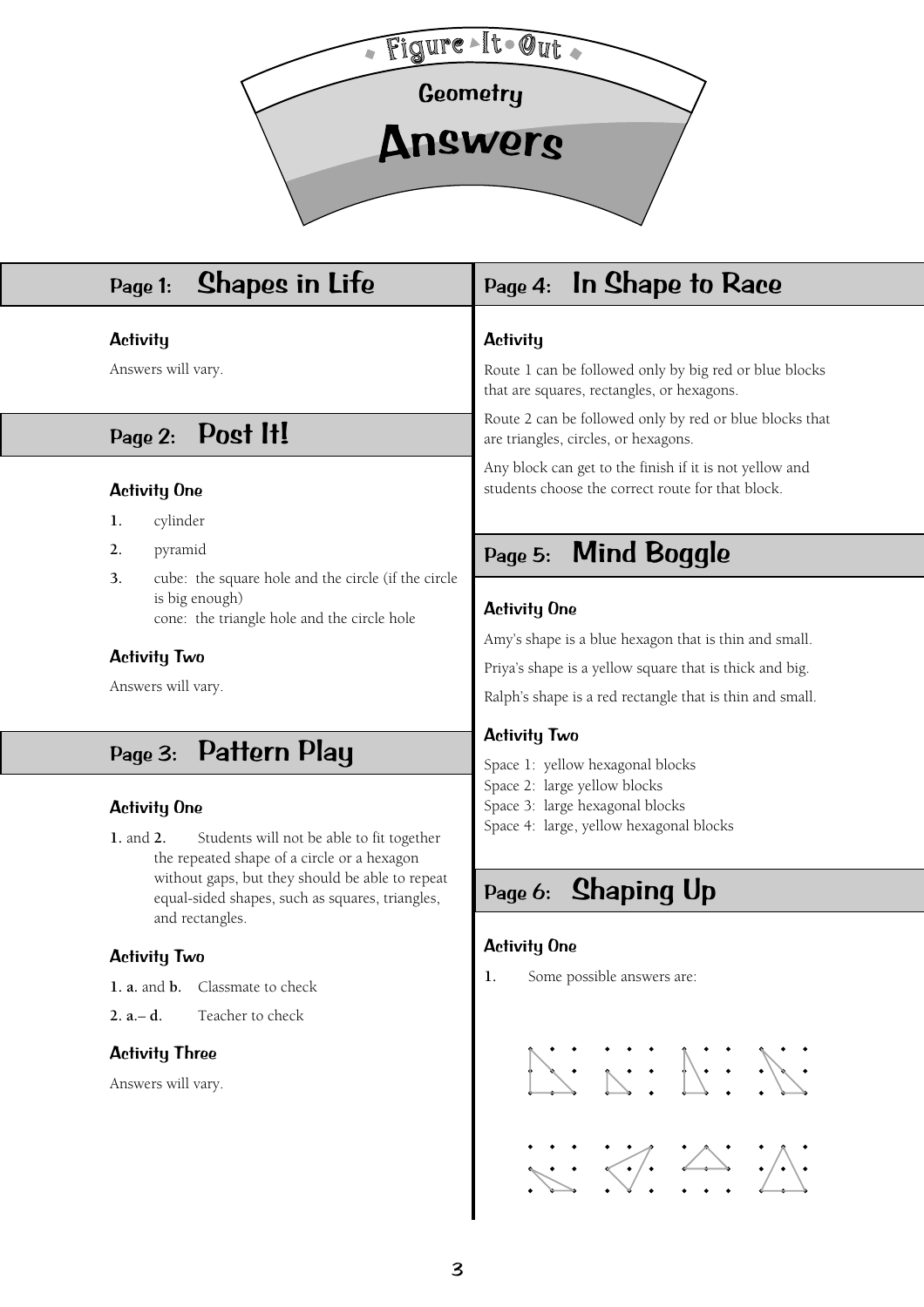# Figure It Out

## Geometry

# Answers

## Page 1: Shapes in Life

### Activity

Answers will vary.

## Page 2: Post It!

### Activity One

1. cylinder
2. pyramid
3. cube: the square hole and the circle (if the circle is big enough)
   cone: the triangle hole and the circle hole

### Activity Two

Answers will vary.

## Page 3: Pattern Play

### Activity One

**1.** and **2.** Students will not be able to fit together the repeated shape of a circle or a hexagon without gaps, but they should be able to repeat equal-sided shapes, such as squares, triangles, and rectangles.

### Activity Two

**1. a.** and **b.** Classmate to check

**2. a.– d.** Teacher to check

### Activity Three

Answers will vary.

## Page 4: In Shape to Race

### Activity

Route 1 can be followed only by big red or blue blocks that are squares, rectangles, or hexagons.

Route 2 can be followed only by red or blue blocks that are triangles, circles, or hexagons.

Any block can get to the finish if it is not yellow and students choose the correct route for that block.

## Page 5: Mind Boggle

### Activity One

Amy's shape is a blue hexagon that is thin and small.

Priya's shape is a yellow square that is thick and big.

Ralph's shape is a red rectangle that is thin and small.

### Activity Two

Space 1: yellow hexagonal blocks
Space 2: large yellow blocks
Space 3: large hexagonal blocks
Space 4: large, yellow hexagonal blocks

## Page 6: Shaping Up

### Activity One

1. Some possible answers are: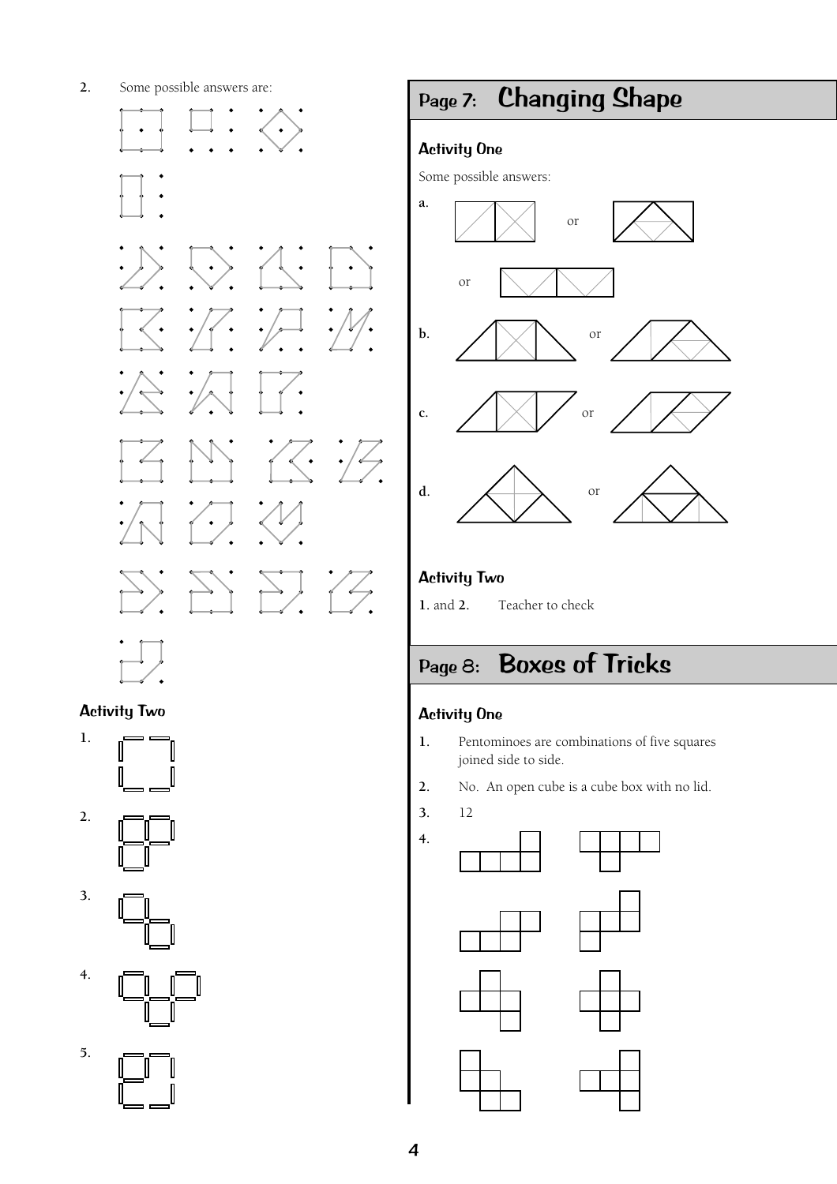2. Some possible answers are:

### Activity Two

1.

2.

3.

4.

5.

## Page 7: Changing Shape

### Activity One

Some possible answers:

a. or

or

b. or

c. or

d. or

### Activity Two

**1.** and **2.** Teacher to check

## Page 8: Boxes of Tricks

### Activity One

1. Pentominoes are combinations of five squares joined side to side.
2. No. An open cube is a cube box with no lid.
3. 12
4.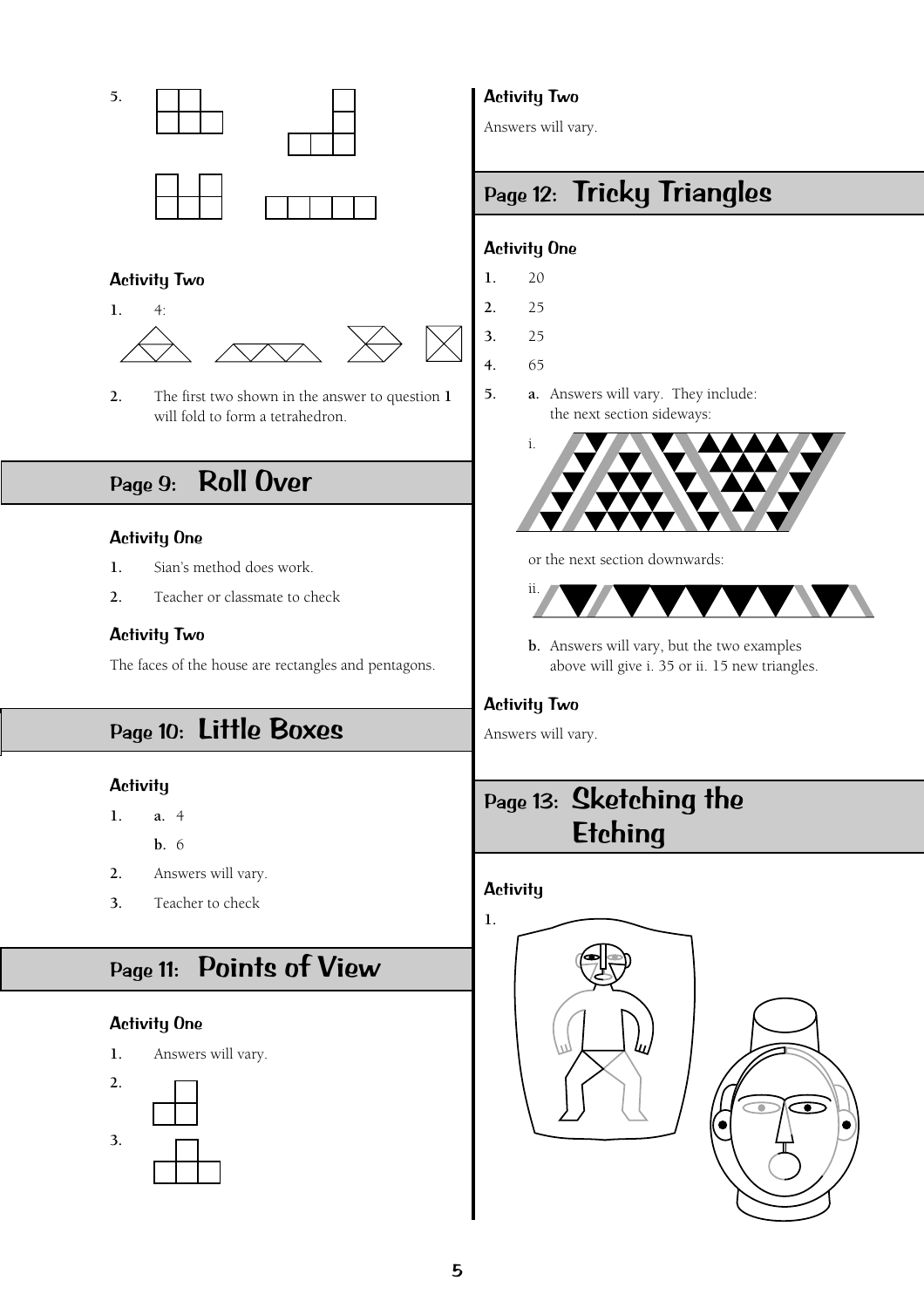5.

## Activity Two

1. 4:

2. The first two shown in the answer to question **1** will fold to form a tetrahedron.

# Page 9: Roll Over

## Activity One

1. Sian's method does work.
2. Teacher or classmate to check

## Activity Two

The faces of the house are rectangles and pentagons.

# Page 10: Little Boxes

## Activity

1. **a.** 4

   **b.** 6
2. Answers will vary.
3. Teacher to check

# Page 11: Points of View

## Activity One

1. Answers will vary.
2. 
3. 

## Activity Two

Answers will vary.

# Page 12: Tricky Triangles

## Activity One

1. 20
2. 25
3. 25
4. 65
5. **a.** Answers will vary. They include: the next section sideways:

   i.

   or the next section downwards:

   ii.

   **b.** Answers will vary, but the two examples above will give i. 35 or ii. 15 new triangles.

## Activity Two

Answers will vary.

# Page 13: Sketching the Etching

## Activity

1.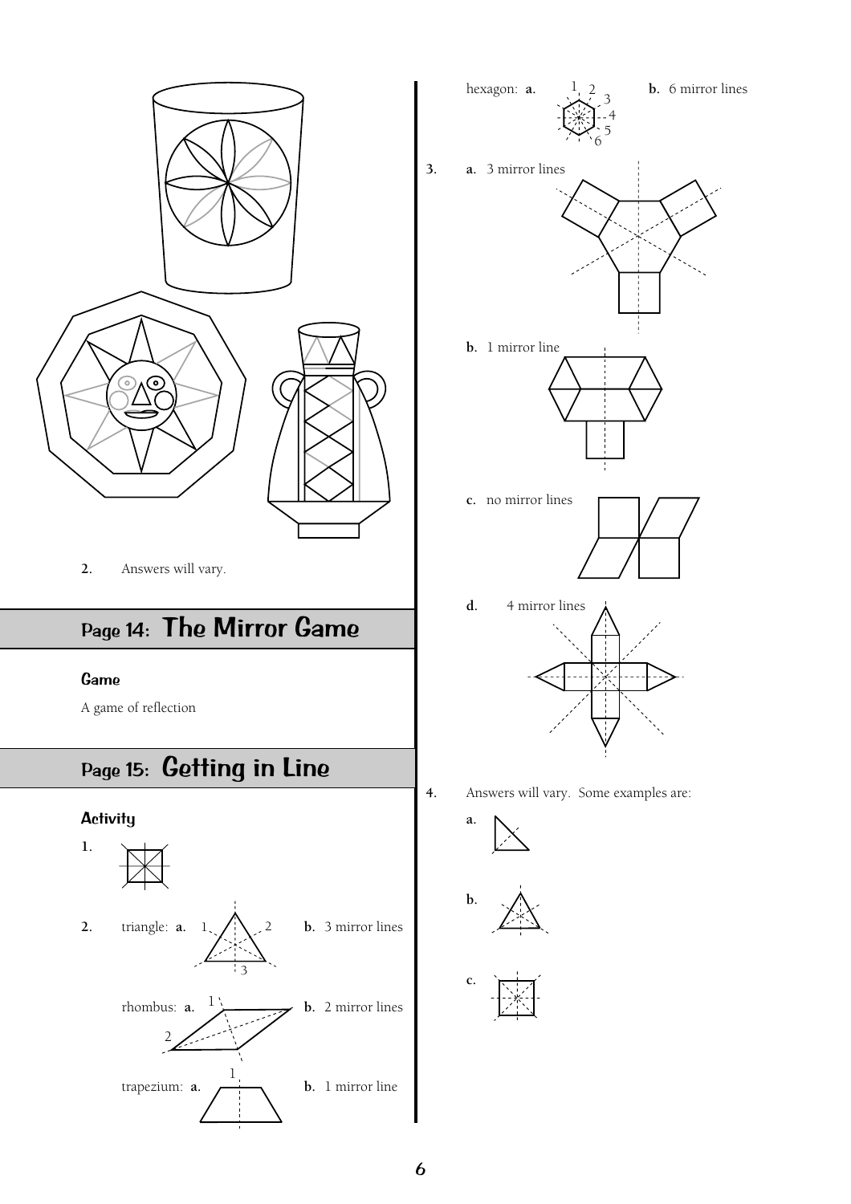2. Answers will vary.

## Page 14: The Mirror Game

### Game

A game of reflection

## Page 15: Getting in Line

### Activity

1.

2. triangle: **a.** 1 2 3 **b.** 3 mirror lines

   rhombus: **a.** 1 2 **b.** 2 mirror lines

   trapezium: **a.** 1 **b.** 1 mirror line

   hexagon: **a.** 1 2 3 4 5 6 **b.** 6 mirror lines

3. **a.** 3 mirror lines

   **b.** 1 mirror line

   **c.** no mirror lines

   **d.** 4 mirror lines

4. Answers will vary. Some examples are:

   **a.**

   **b.**

   **c.**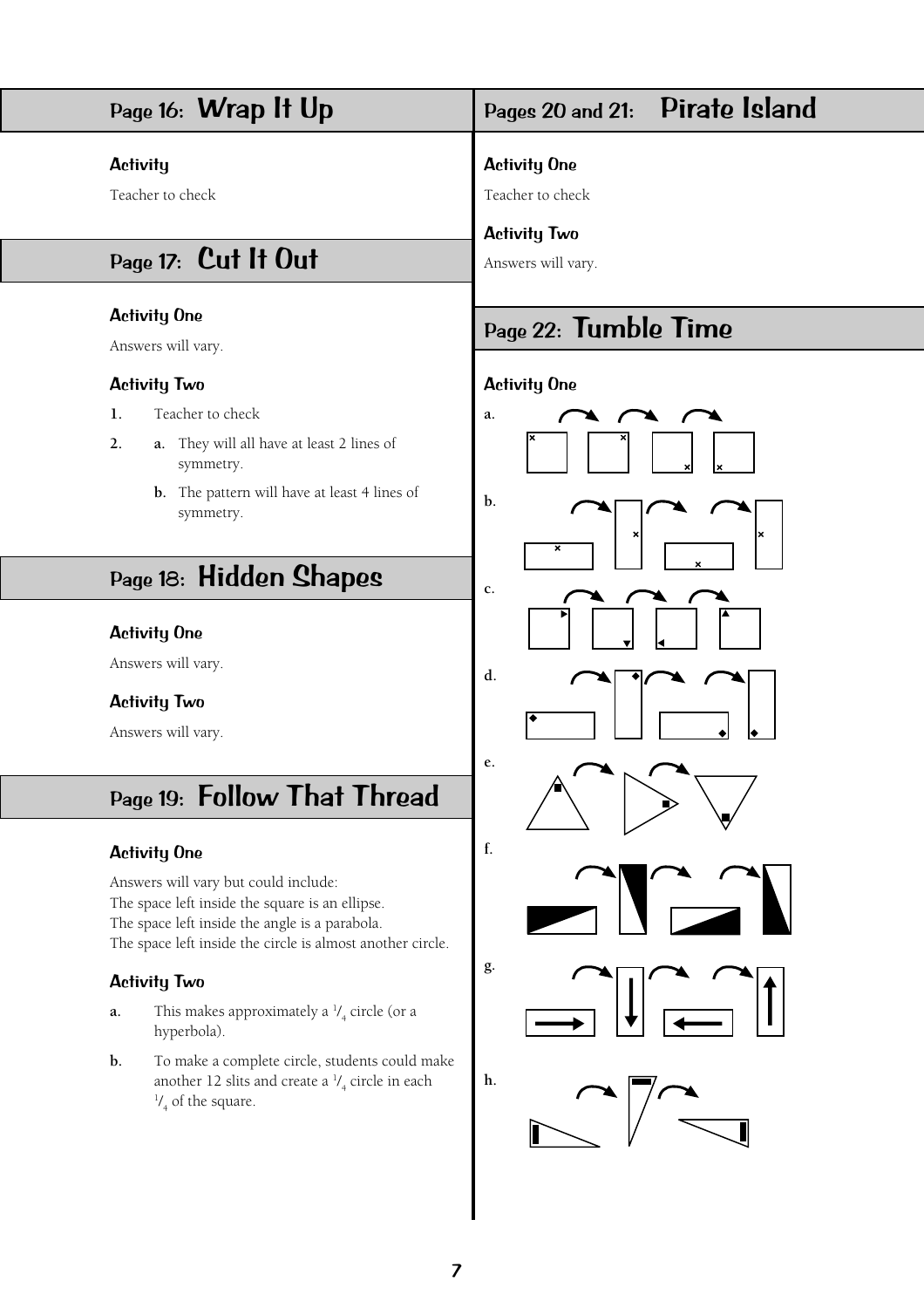## Page 16: Wrap It Up

### Activity

Teacher to check

## Page 17: Cut It Out

### Activity One

Answers will vary.

### Activity Two

1. Teacher to check
2. a. They will all have at least 2 lines of symmetry.

   b. The pattern will have at least 4 lines of symmetry.

## Page 18: Hidden Shapes

### Activity One

Answers will vary.

### Activity Two

Answers will vary.

## Page 19: Follow That Thread

### Activity One

Answers will vary but could include:
The space left inside the square is an ellipse.
The space left inside the angle is a parabola.
The space left inside the circle is almost another circle.

### Activity Two

a. This makes approximately a $^1/_4$ circle (or a hyperbola).

b. To make a complete circle, students could make another 12 slits and create a $^1/_4$ circle in each $^1/_4$ of the square.

## Pages 20 and 21: Pirate Island

### Activity One

Teacher to check

### Activity Two

Answers will vary.

## Page 22: Tumble Time

### Activity One

a.

b.

c.

d.

e.

f.

g.

h.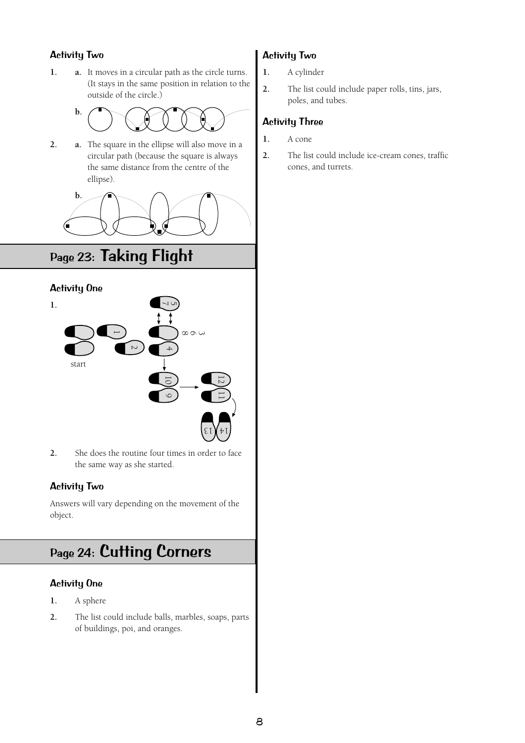### Activity Two

1. a. It moves in a circular path as the circle turns. (It stays in the same position in relation to the outside of the circle.)

   b.

2. a. The square in the ellipse will also move in a circular path (because the square is always the same distance from the centre of the ellipse).

   b.

## Page 23: Taking Flight

### Activity One

1.

start

2. She does the routine four times in order to face the same way as she started.

### Activity Two

Answers will vary depending on the movement of the object.

## Page 24: Cutting Corners

### Activity One

1. A sphere
2. The list could include balls, marbles, soaps, parts of buildings, poi, and oranges.

### Activity Two

1. A cylinder
2. The list could include paper rolls, tins, jars, poles, and tubes.

### Activity Three

1. A cone
2. The list could include ice-cream cones, traffic cones, and turrets.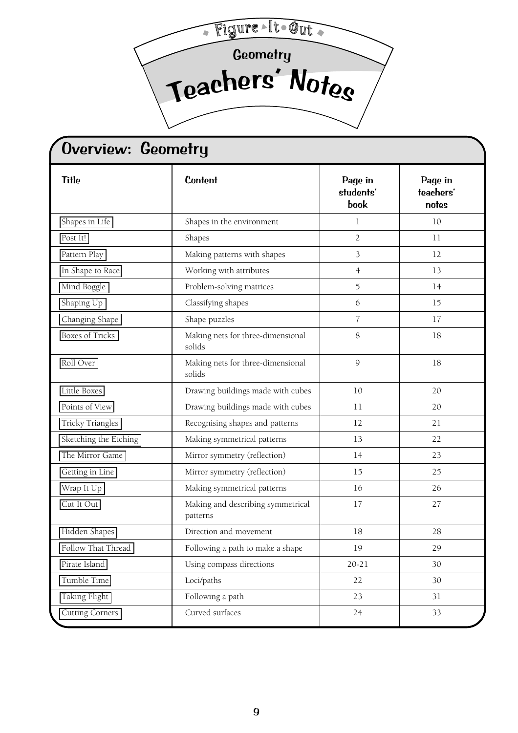Figure It Out

Geometry

# Teachers' Notes

## Overview: Geometry

| Title | Content | Page in students' book | Page in teachers' notes |
|---|---|---|---|
| Shapes in Life | Shapes in the environment | 1 | 10 |
| Post It! | Shapes | 2 | 11 |
| Pattern Play | Making patterns with shapes | 3 | 12 |
| In Shape to Race | Working with attributes | 4 | 13 |
| Mind Boggle | Problem-solving matrices | 5 | 14 |
| Shaping Up | Classifying shapes | 6 | 15 |
| Changing Shape | Shape puzzles | 7 | 17 |
| Boxes of Tricks | Making nets for three-dimensional solids | 8 | 18 |
| Roll Over | Making nets for three-dimensional solids | 9 | 18 |
| Little Boxes | Drawing buildings made with cubes | 10 | 20 |
| Points of View | Drawing buildings made with cubes | 11 | 20 |
| Tricky Triangles | Recognising shapes and patterns | 12 | 21 |
| Sketching the Etching | Making symmetrical patterns | 13 | 22 |
| The Mirror Game | Mirror symmetry (reflection) | 14 | 23 |
| Getting in Line | Mirror symmetry (reflection) | 15 | 25 |
| Wrap It Up | Making symmetrical patterns | 16 | 26 |
| Cut It Out | Making and describing symmetrical patterns | 17 | 27 |
| Hidden Shapes | Direction and movement | 18 | 28 |
| Follow That Thread | Following a path to make a shape | 19 | 29 |
| Pirate Island | Using compass directions | 20-21 | 30 |
| Tumble Time | Loci/paths | 22 | 30 |
| Taking Flight | Following a path | 23 | 31 |
| Cutting Corners | Curved surfaces | 24 | 33 |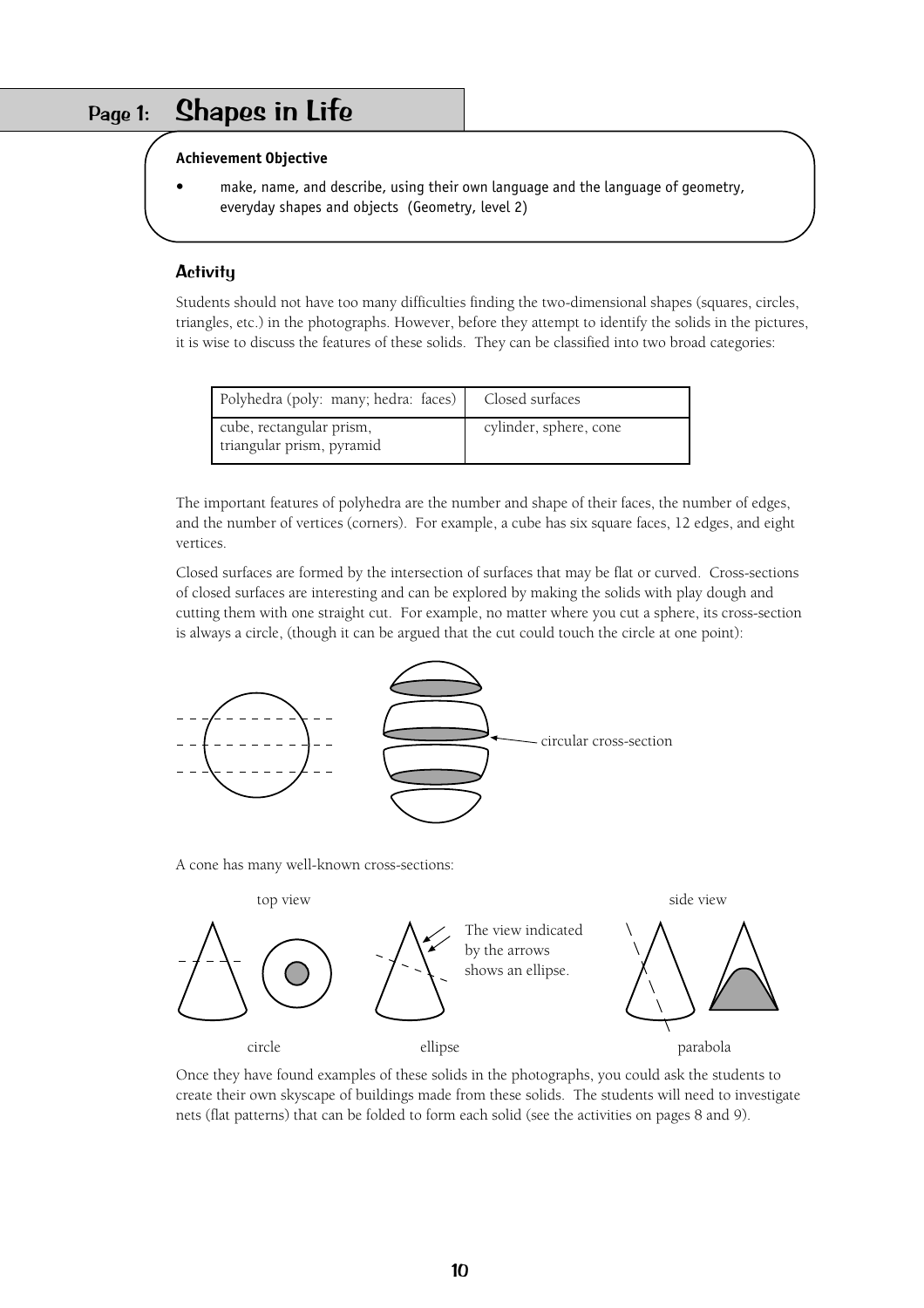# Page 1: Shapes in Life

**Achievement Objective**

- make, name, and describe, using their own language and the language of geometry, everyday shapes and objects (Geometry, level 2)

## Activity

Students should not have too many difficulties finding the two-dimensional shapes (squares, circles, triangles, etc.) in the photographs. However, before they attempt to identify the solids in the pictures, it is wise to discuss the features of these solids. They can be classified into two broad categories:

| Polyhedra (poly: many; hedra: faces) | Closed surfaces |
|---|---|
| cube, rectangular prism, triangular prism, pyramid | cylinder, sphere, cone |

The important features of polyhedra are the number and shape of their faces, the number of edges, and the number of vertices (corners). For example, a cube has six square faces, 12 edges, and eight vertices.

Closed surfaces are formed by the intersection of surfaces that may be flat or curved. Cross-sections of closed surfaces are interesting and can be explored by making the solids with play dough and cutting them with one straight cut. For example, no matter where you cut a sphere, its cross-section is always a circle, (though it can be argued that the cut could touch the circle at one point):

circular cross-section

A cone has many well-known cross-sections:

top view

The view indicated by the arrows shows an ellipse.

side view

circle

ellipse

parabola

Once they have found examples of these solids in the photographs, you could ask the students to create their own skyscape of buildings made from these solids. The students will need to investigate nets (flat patterns) that can be folded to form each solid (see the activities on pages 8 and 9).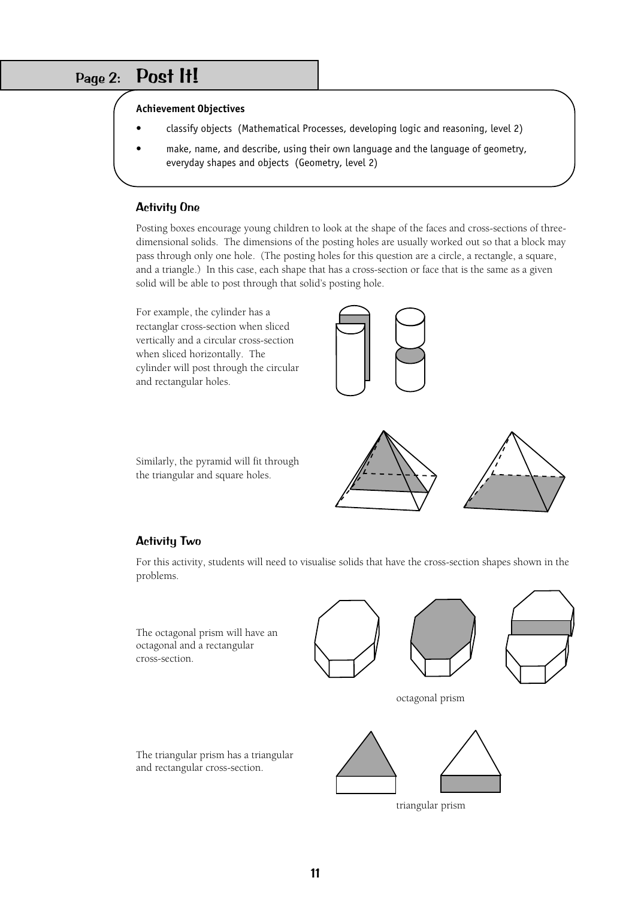# Page 2: Post It!

**Achievement Objectives**

- classify objects (Mathematical Processes, developing logic and reasoning, level 2)
- make, name, and describe, using their own language and the language of geometry, everyday shapes and objects (Geometry, level 2)

## Activity One

Posting boxes encourage young children to look at the shape of the faces and cross-sections of three-dimensional solids. The dimensions of the posting holes are usually worked out so that a block may pass through only one hole. (The posting holes for this question are a circle, a rectangle, a square, and a triangle.) In this case, each shape that has a cross-section or face that is the same as a given solid will be able to post through that solid's posting hole.

For example, the cylinder has a rectanglar cross-section when sliced vertically and a circular cross-section when sliced horizontally. The cylinder will post through the circular and rectangular holes.

Similarly, the pyramid will fit through the triangular and square holes.

## Activity Two

For this activity, students will need to visualise solids that have the cross-section shapes shown in the problems.

The octagonal prism will have an octagonal and a rectangular cross-section.

octagonal prism

The triangular prism has a triangular and rectangular cross-section.

triangular prism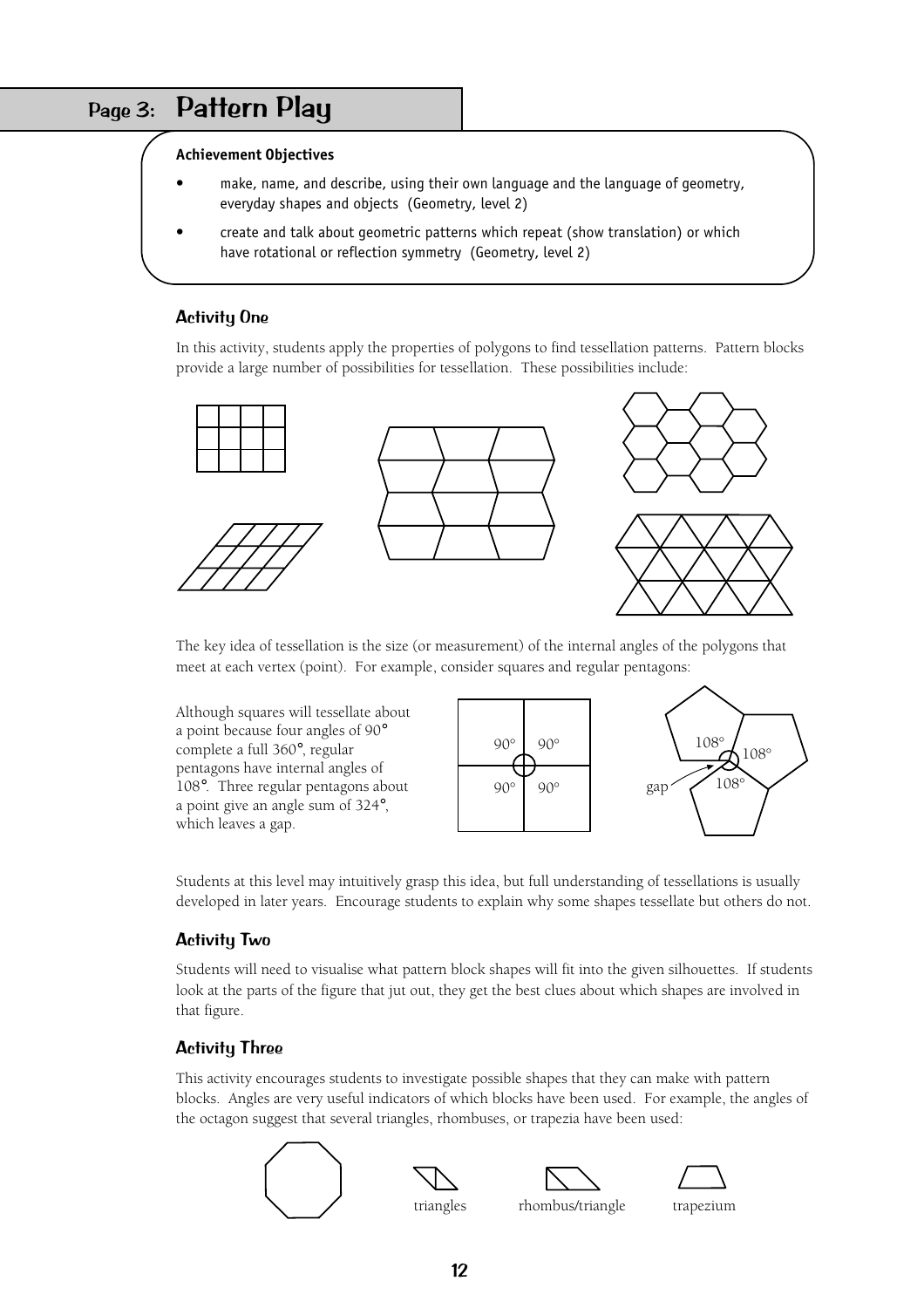## Page 3: Pattern Play

**Achievement Objectives**

- make, name, and describe, using their own language and the language of geometry, everyday shapes and objects (Geometry, level 2)
- create and talk about geometric patterns which repeat (show translation) or which have rotational or reflection symmetry (Geometry, level 2)

### Activity One

In this activity, students apply the properties of polygons to find tessellation patterns. Pattern blocks provide a large number of possibilities for tessellation. These possibilities include:

The key idea of tessellation is the size (or measurement) of the internal angles of the polygons that meet at each vertex (point). For example, consider squares and regular pentagons:

Although squares will tessellate about a point because four angles of 90° complete a full 360°, regular pentagons have internal angles of 108°. Three regular pentagons about a point give an angle sum of 324°, which leaves a gap.

90° 90° 90° 90°

108° 108° 108° gap

Students at this level may intuitively grasp this idea, but full understanding of tessellations is usually developed in later years. Encourage students to explain why some shapes tessellate but others do not.

### Activity Two

Students will need to visualise what pattern block shapes will fit into the given silhouettes. If students look at the parts of the figure that jut out, they get the best clues about which shapes are involved in that figure.

### Activity Three

This activity encourages students to investigate possible shapes that they can make with pattern blocks. Angles are very useful indicators of which blocks have been used. For example, the angles of the octagon suggest that several triangles, rhombuses, or trapezia have been used:

triangles rhombus/triangle trapezium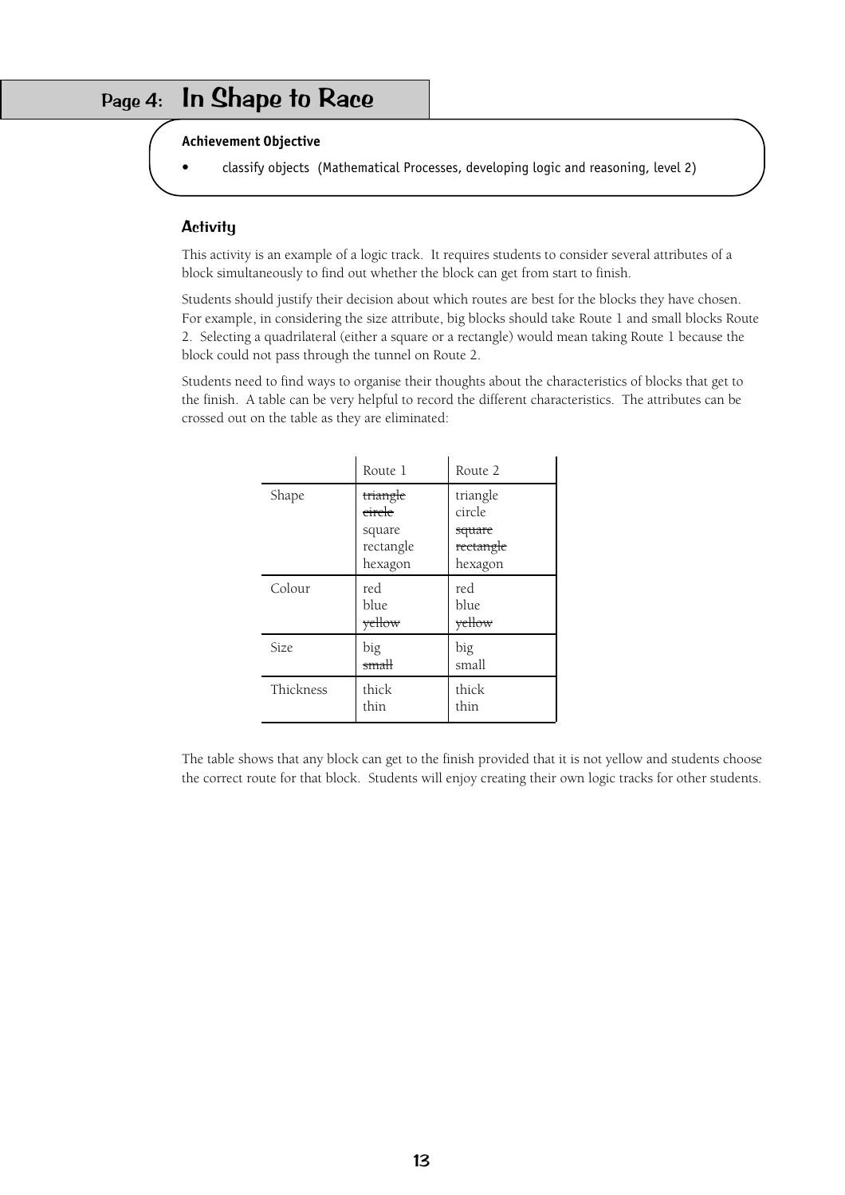## Page 4: In Shape to Race

**Achievement Objective**

- classify objects (Mathematical Processes, developing logic and reasoning, level 2)

### Activity

This activity is an example of a logic track. It requires students to consider several attributes of a block simultaneously to find out whether the block can get from start to finish.

Students should justify their decision about which routes are best for the blocks they have chosen. For example, in considering the size attribute, big blocks should take Route 1 and small blocks Route 2. Selecting a quadrilateral (either a square or a rectangle) would mean taking Route 1 because the block could not pass through the tunnel on Route 2.

Students need to find ways to organise their thoughts about the characteristics of blocks that get to the finish. A table can be very helpful to record the different characteristics. The attributes can be crossed out on the table as they are eliminated:

| | Route 1 | Route 2 |
|---|---|---|
| Shape | ~~triangle~~<br>~~circle~~<br>square<br>rectangle<br>hexagon | triangle<br>circle<br>~~square~~<br>~~rectangle~~<br>hexagon |
| Colour | red<br>blue<br>~~yellow~~ | red<br>blue<br>~~yellow~~ |
| Size | big<br>~~small~~ | big<br>small |
| Thickness | thick<br>thin | thick<br>thin |

The table shows that any block can get to the finish provided that it is not yellow and students choose the correct route for that block. Students will enjoy creating their own logic tracks for other students.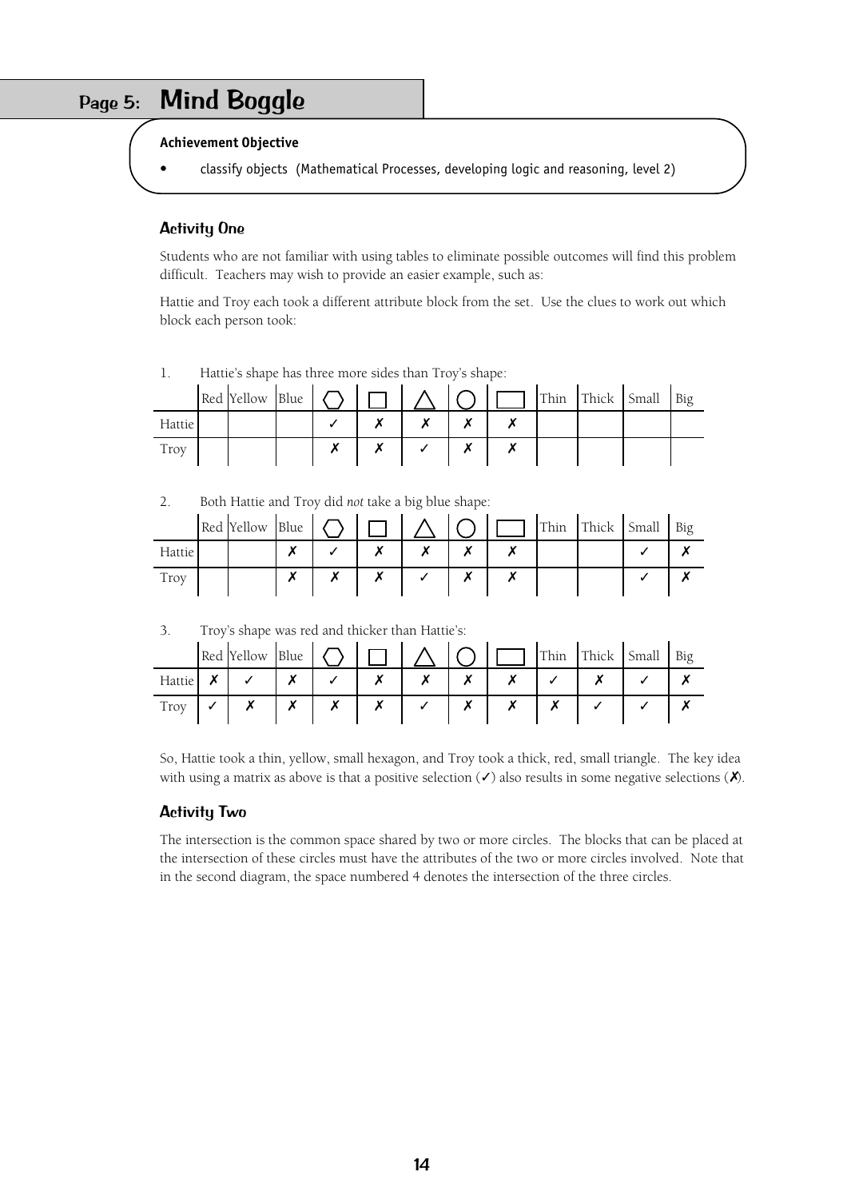# Page 5: Mind Boggle

**Achievement Objective**

- classify objects (Mathematical Processes, developing logic and reasoning, level 2)

## Activity One

Students who are not familiar with using tables to eliminate possible outcomes will find this problem difficult. Teachers may wish to provide an easier example, such as:

Hattie and Troy each took a different attribute block from the set. Use the clues to work out which block each person took:

1. Hattie's shape has three more sides than Troy's shape:

| | Red | Yellow | Blue | ⬡ | □ | △ | ○ | ▭ | Thin | Thick | Small | Big |
|---|---|---|---|---|---|---|---|---|---|---|---|---|
| Hattie | | | | ✓ | ✗ | ✗ | ✗ | ✗ | | | | |
| Troy | | | | ✗ | ✗ | ✓ | ✗ | ✗ | | | | |

2. Both Hattie and Troy did *not* take a big blue shape:

| | Red | Yellow | Blue | ⬡ | □ | △ | ○ | ▭ | Thin | Thick | Small | Big |
|---|---|---|---|---|---|---|---|---|---|---|---|---|
| Hattie | | | ✗ | ✓ | ✗ | ✗ | ✗ | ✗ | | | ✓ | ✗ |
| Troy | | | ✗ | ✗ | ✗ | ✓ | ✗ | ✗ | | | ✓ | ✗ |

3. Troy's shape was red and thicker than Hattie's:

| | Red | Yellow | Blue | ⬡ | □ | △ | ○ | ▭ | Thin | Thick | Small | Big |
|---|---|---|---|---|---|---|---|---|---|---|---|---|
| Hattie | ✗ | ✓ | ✗ | ✓ | ✗ | ✗ | ✗ | ✗ | ✓ | ✗ | ✓ | ✗ |
| Troy | ✓ | ✗ | ✗ | ✗ | ✗ | ✓ | ✗ | ✗ | ✗ | ✓ | ✓ | ✗ |

So, Hattie took a thin, yellow, small hexagon, and Troy took a thick, red, small triangle. The key idea with using a matrix as above is that a positive selection (✓) also results in some negative selections (✗).

## Activity Two

The intersection is the common space shared by two or more circles. The blocks that can be placed at the intersection of these circles must have the attributes of the two or more circles involved. Note that in the second diagram, the space numbered 4 denotes the intersection of the three circles.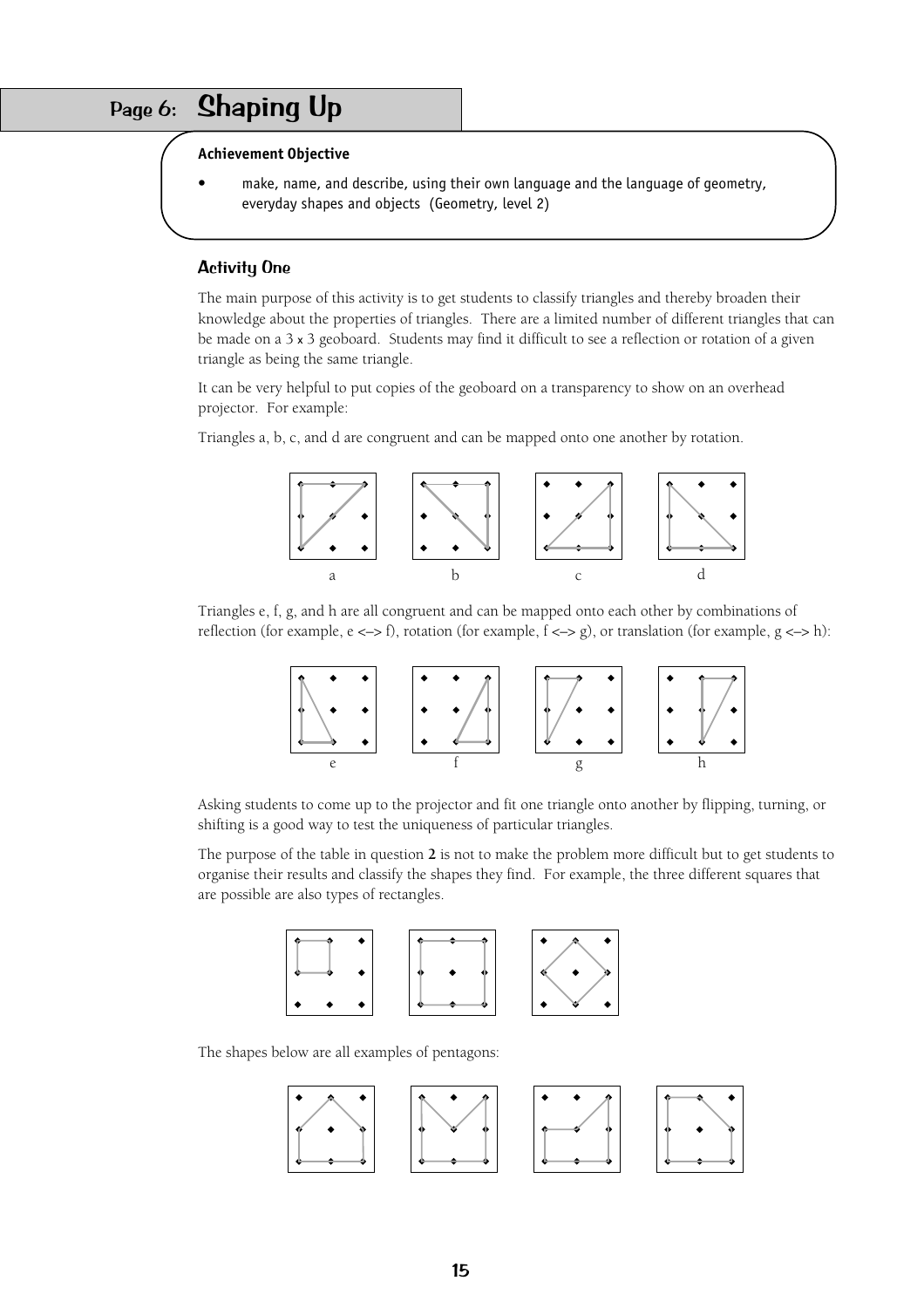# Page 6: Shaping Up

**Achievement Objective**

- make, name, and describe, using their own language and the language of geometry, everyday shapes and objects (Geometry, level 2)

## Activity One

The main purpose of this activity is to get students to classify triangles and thereby broaden their knowledge about the properties of triangles. There are a limited number of different triangles that can be made on a 3 x 3 geoboard. Students may find it difficult to see a reflection or rotation of a given triangle as being the same triangle.

It can be very helpful to put copies of the geoboard on a transparency to show on an overhead projector. For example:

Triangles a, b, c, and d are congruent and can be mapped onto one another by rotation.

a b c d

Triangles e, f, g, and h are all congruent and can be mapped onto each other by combinations of reflection (for example, e <–> f), rotation (for example, f <–> g), or translation (for example, g <–> h):

e f g h

Asking students to come up to the projector and fit one triangle onto another by flipping, turning, or shifting is a good way to test the uniqueness of particular triangles.

The purpose of the table in question **2** is not to make the problem more difficult but to get students to organise their results and classify the shapes they find. For example, the three different squares that are possible are also types of rectangles.

The shapes below are all examples of pentagons: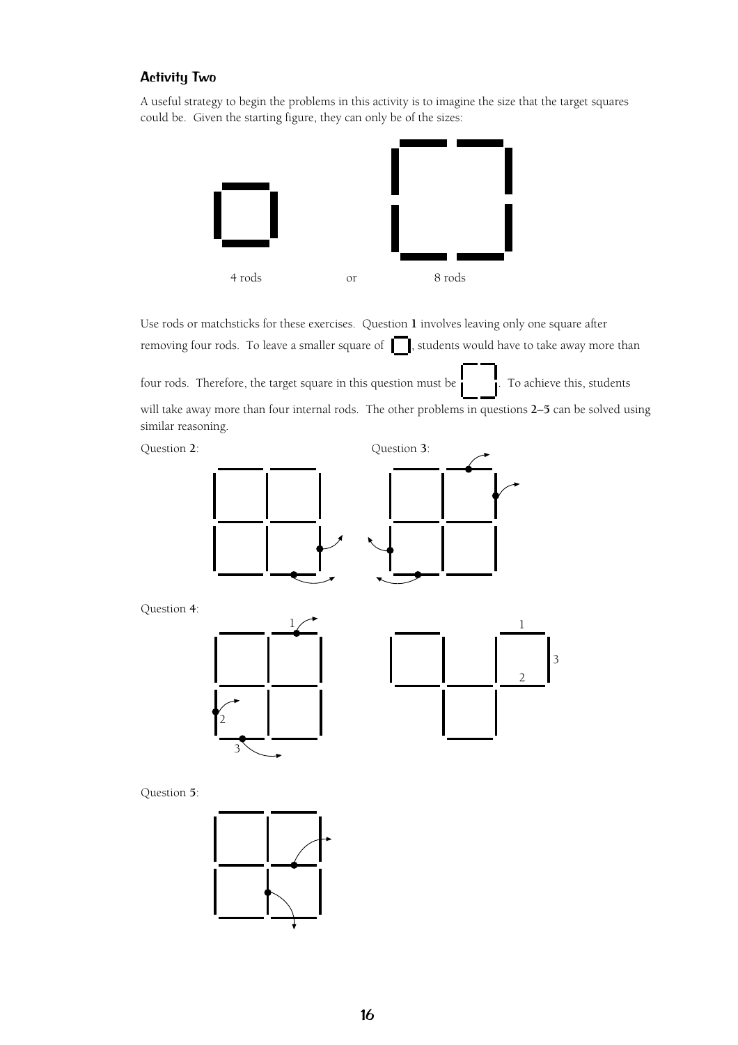### Activity Two

A useful strategy to begin the problems in this activity is to imagine the size that the target squares could be. Given the starting figure, they can only be of the sizes:

4 rods or 8 rods

Use rods or matchsticks for these exercises. Question **1** involves leaving only one square after removing four rods. To leave a smaller square of , students would have to take away more than four rods. Therefore, the target square in this question must be . To achieve this, students will take away more than four internal rods. The other problems in questions **2–5** can be solved using similar reasoning.

Question **2**:

Question **3**:

Question **4**:

1

2

3

1

3

2

Question **5**: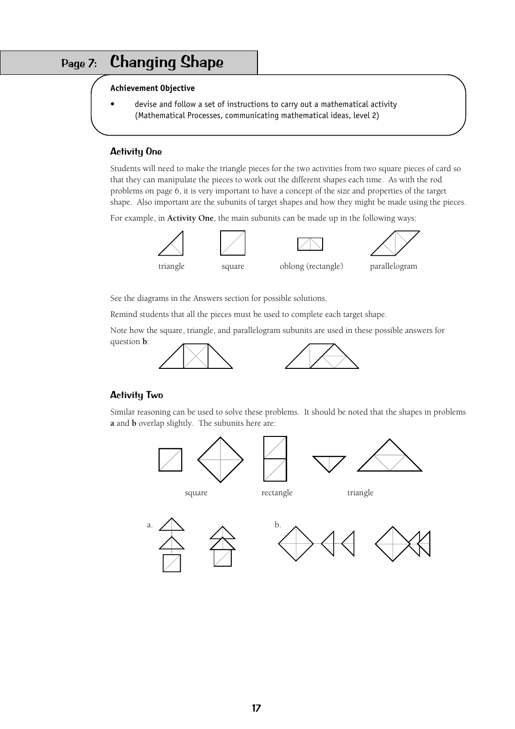# Page 7: Changing Shape

**Achievement Objective**

- devise and follow a set of instructions to carry out a mathematical activity (Mathematical Processes, communicating mathematical ideas, level 2)

## Activity One

Students will need to make the triangle pieces for the two activities from two square pieces of card so that they can manipulate the pieces to work out the different shapes each time. As with the rod problems on page 6, it is very important to have a concept of the size and properties of the target shape. Also important are the subunits of target shapes and how they might be made using the pieces.

For example, in **Activity One**, the main subunits can be made up in the following ways:

triangle square oblong (rectangle) parallelogram

See the diagrams in the Answers section for possible solutions.

Remind students that all the pieces must be used to complete each target shape.

Note how the square, triangle, and parallelogram subunits are used in these possible answers for question **b**:

## Activity Two

Similar reasoning can be used to solve these problems. It should be noted that the shapes in problems **a** and **b** overlap slightly. The subunits here are:

square rectangle triangle

a.

b.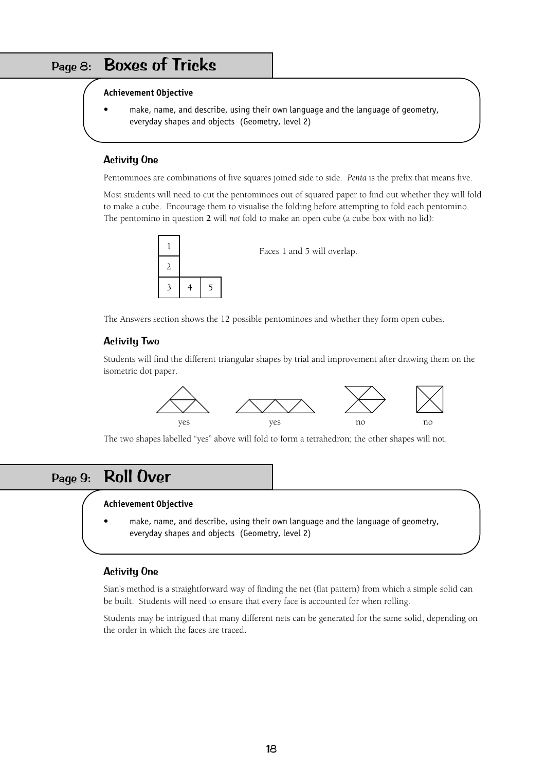## Page 8: Boxes of Tricks

**Achievement Objective**

- make, name, and describe, using their own language and the language of geometry, everyday shapes and objects (Geometry, level 2)

### Activity One

Pentominoes are combinations of five squares joined side to side. *Penta* is the prefix that means five.

Most students will need to cut the pentominoes out of squared paper to find out whether they will fold to make a cube. Encourage them to visualise the folding before attempting to fold each pentomino. The pentomino in question **2** will *not* fold to make an open cube (a cube box with no lid):

| 1 | | |
|---|---|---|
| 2 | | |
| 3 | 4 | 5 |

Faces 1 and 5 will overlap.

The Answers section shows the 12 possible pentominoes and whether they form open cubes.

### Activity Two

Students will find the different triangular shapes by trial and improvement after drawing them on the isometric dot paper.

yes yes no no

The two shapes labelled "yes" above will fold to form a tetrahedron; the other shapes will not.

## Page 9: Roll Over

**Achievement Objective**

- make, name, and describe, using their own language and the language of geometry, everyday shapes and objects (Geometry, level 2)

### Activity One

Sian's method is a straightforward way of finding the net (flat pattern) from which a simple solid can be built. Students will need to ensure that every face is accounted for when rolling.

Students may be intrigued that many different nets can be generated for the same solid, depending on the order in which the faces are traced.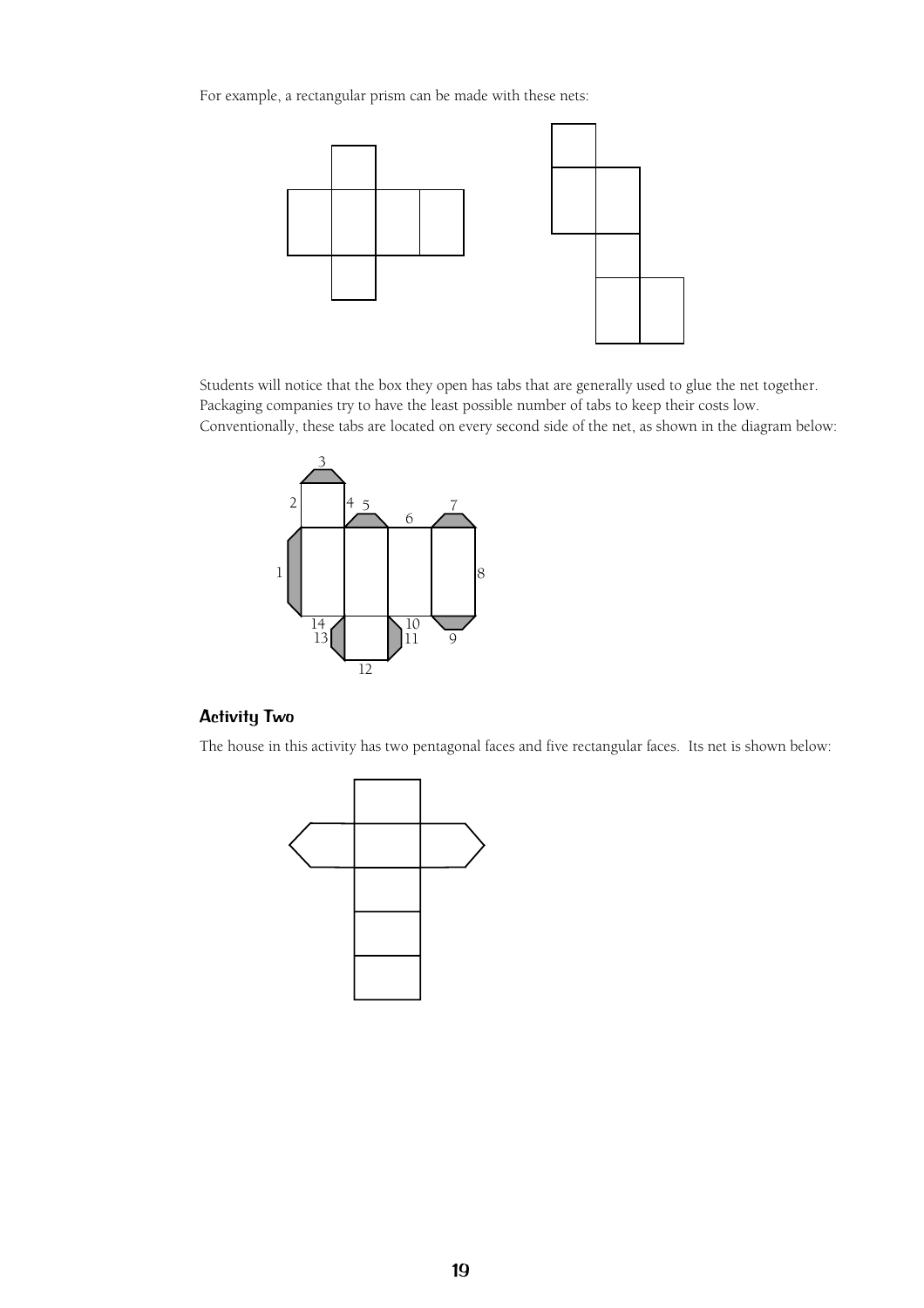For example, a rectangular prism can be made with these nets:

Students will notice that the box they open has tabs that are generally used to glue the net together. Packaging companies try to have the least possible number of tabs to keep their costs low. Conventionally, these tabs are located on every second side of the net, as shown in the diagram below:

### Activity Two

The house in this activity has two pentagonal faces and five rectangular faces. Its net is shown below: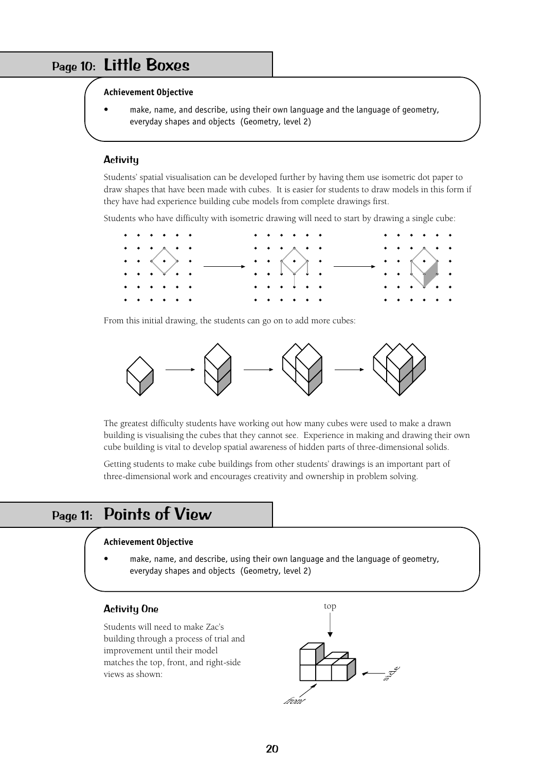## Page 10: Little Boxes

**Achievement Objective**

- make, name, and describe, using their own language and the language of geometry, everyday shapes and objects (Geometry, level 2)

### Activity

Students' spatial visualisation can be developed further by having them use isometric dot paper to draw shapes that have been made with cubes. It is easier for students to draw models in this form if they have had experience building cube models from complete drawings first.

Students who have difficulty with isometric drawing will need to start by drawing a single cube:

From this initial drawing, the students can go on to add more cubes:

The greatest difficulty students have working out how many cubes were used to make a drawn building is visualising the cubes that they cannot see. Experience in making and drawing their own cube building is vital to develop spatial awareness of hidden parts of three-dimensional solids.

Getting students to make cube buildings from other students' drawings is an important part of three-dimensional work and encourages creativity and ownership in problem solving.

## Page 11: Points of View

**Achievement Objective**

- make, name, and describe, using their own language and the language of geometry, everyday shapes and objects (Geometry, level 2)

### Activity One

Students will need to make Zac's building through a process of trial and improvement until their model matches the top, front, and right-side views as shown: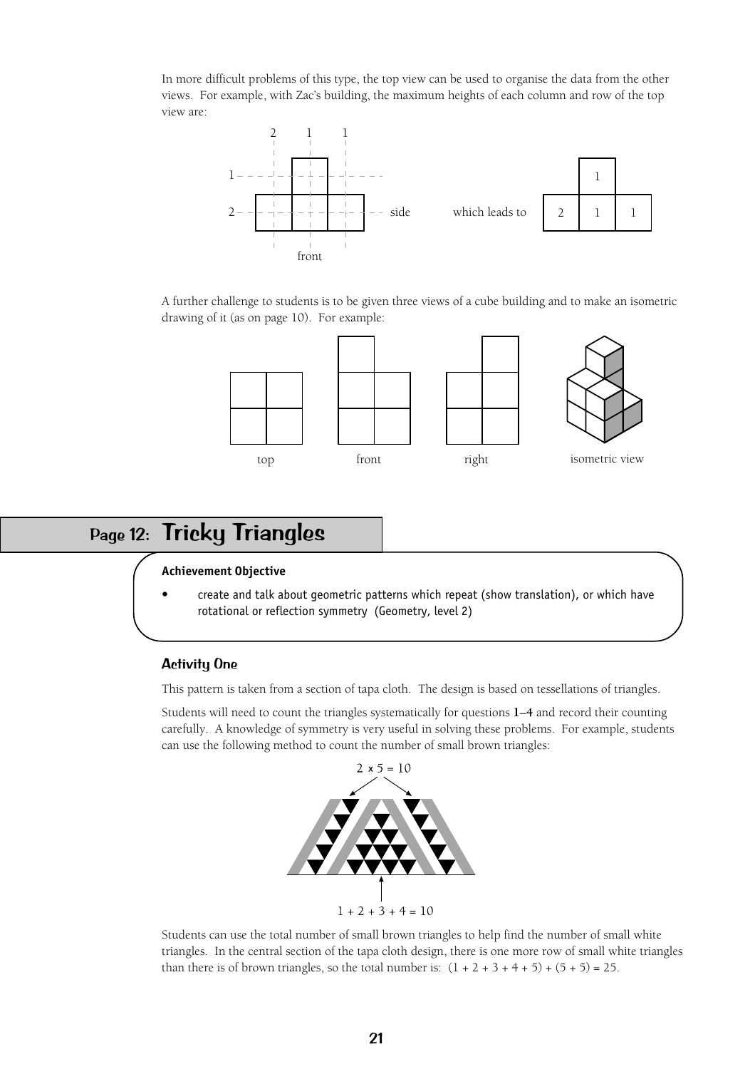In more difficult problems of this type, the top view can be used to organise the data from the other views. For example, with Zac's building, the maximum heights of each column and row of the top view are:

A further challenge to students is to be given three views of a cube building and to make an isometric drawing of it (as on page 10). For example:

top front right isometric view

## Page 12: Tricky Triangles

**Achievement Objective**

- create and talk about geometric patterns which repeat (show translation), or which have rotational or reflection symmetry (Geometry, level 2)

### Activity One

This pattern is taken from a section of tapa cloth. The design is based on tessellations of triangles.

Students will need to count the triangles systematically for questions **1**–**4** and record their counting carefully. A knowledge of symmetry is very useful in solving these problems. For example, students can use the following method to count the number of small brown triangles:

$2 \times 5 = 10$

$1 + 2 + 3 + 4 = 10$

Students can use the total number of small brown triangles to help find the number of small white triangles. In the central section of the tapa cloth design, there is one more row of small white triangles than there is of brown triangles, so the total number is: $(1 + 2 + 3 + 4 + 5) + (5 + 5) = 25$.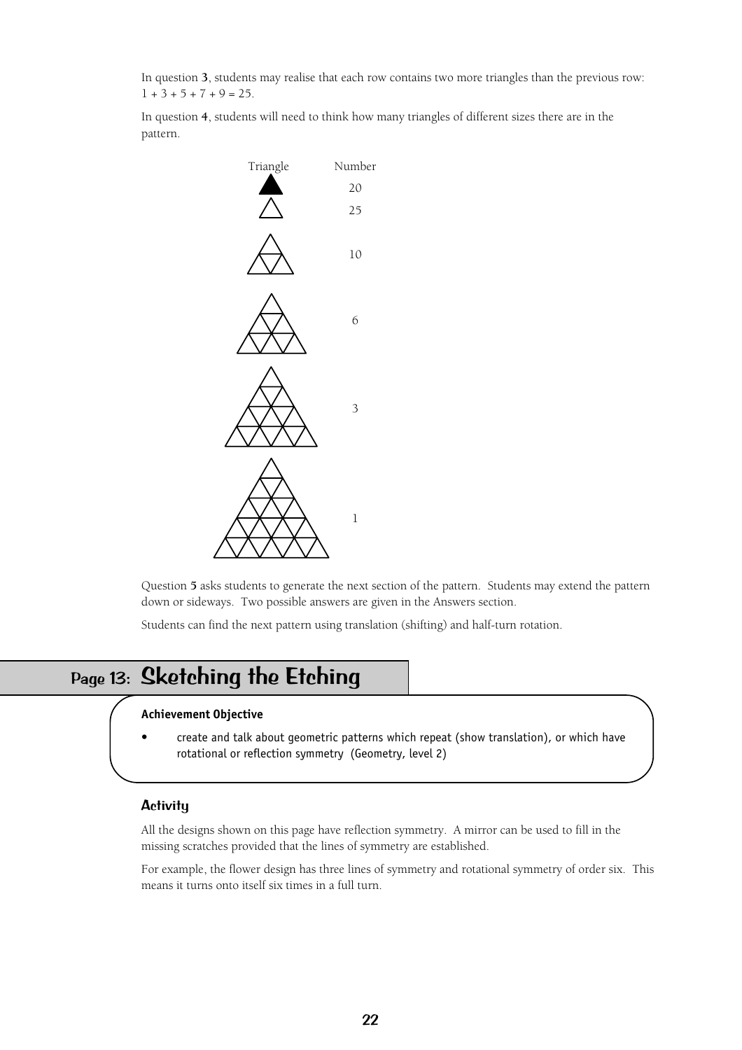In question **3**, students may realise that each row contains two more triangles than the previous row: $1 + 3 + 5 + 7 + 9 = 25$.

In question **4**, students will need to think how many triangles of different sizes there are in the pattern.

| Triangle | Number |
|---|---|
| (small solid triangle) | 20 |
| (small outlined triangle) | 25 |
| (triangle of side 2) | 10 |
| (triangle of side 3) | 6 |
| (triangle of side 4) | 3 |
| (triangle of side 5) | 1 |

Question **5** asks students to generate the next section of the pattern. Students may extend the pattern down or sideways. Two possible answers are given in the Answers section.

Students can find the next pattern using translation (shifting) and half-turn rotation.

## Page 13: Sketching the Etching

**Achievement Objective**

- create and talk about geometric patterns which repeat (show translation), or which have rotational or reflection symmetry (Geometry, level 2)

### Activity

All the designs shown on this page have reflection symmetry. A mirror can be used to fill in the missing scratches provided that the lines of symmetry are established.

For example, the flower design has three lines of symmetry and rotational symmetry of order six. This means it turns onto itself six times in a full turn.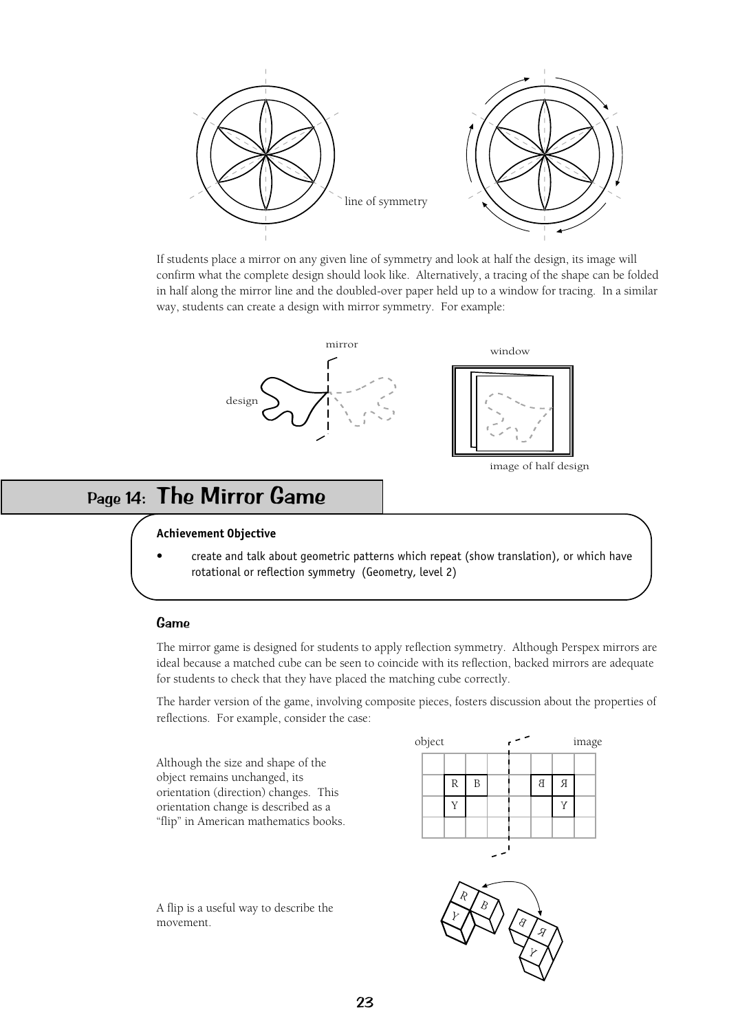line of symmetry

If students place a mirror on any given line of symmetry and look at half the design, its image will confirm what the complete design should look like. Alternatively, a tracing of the shape can be folded in half along the mirror line and the doubled-over paper held up to a window for tracing. In a similar way, students can create a design with mirror symmetry. For example:

mirror

design

window

image of half design

## Page 14: The Mirror Game

**Achievement Objective**

- create and talk about geometric patterns which repeat (show translation), or which have rotational or reflection symmetry (Geometry, level 2)

### Game

The mirror game is designed for students to apply reflection symmetry. Although Perspex mirrors are ideal because a matched cube can be seen to coincide with its reflection, backed mirrors are adequate for students to check that they have placed the matching cube correctly.

The harder version of the game, involving composite pieces, fosters discussion about the properties of reflections. For example, consider the case:

Although the size and shape of the object remains unchanged, its orientation (direction) changes. This orientation change is described as a "flip" in American mathematics books.

object | image

| | | | | | | | |
|---|---|---|---|---|---|---|---|
| | | | | | | | |
| | R | B | | | ꓭ | Я | |
| | Y | | | | | Y | |
| | | | | | | | |

A flip is a useful way to describe the movement.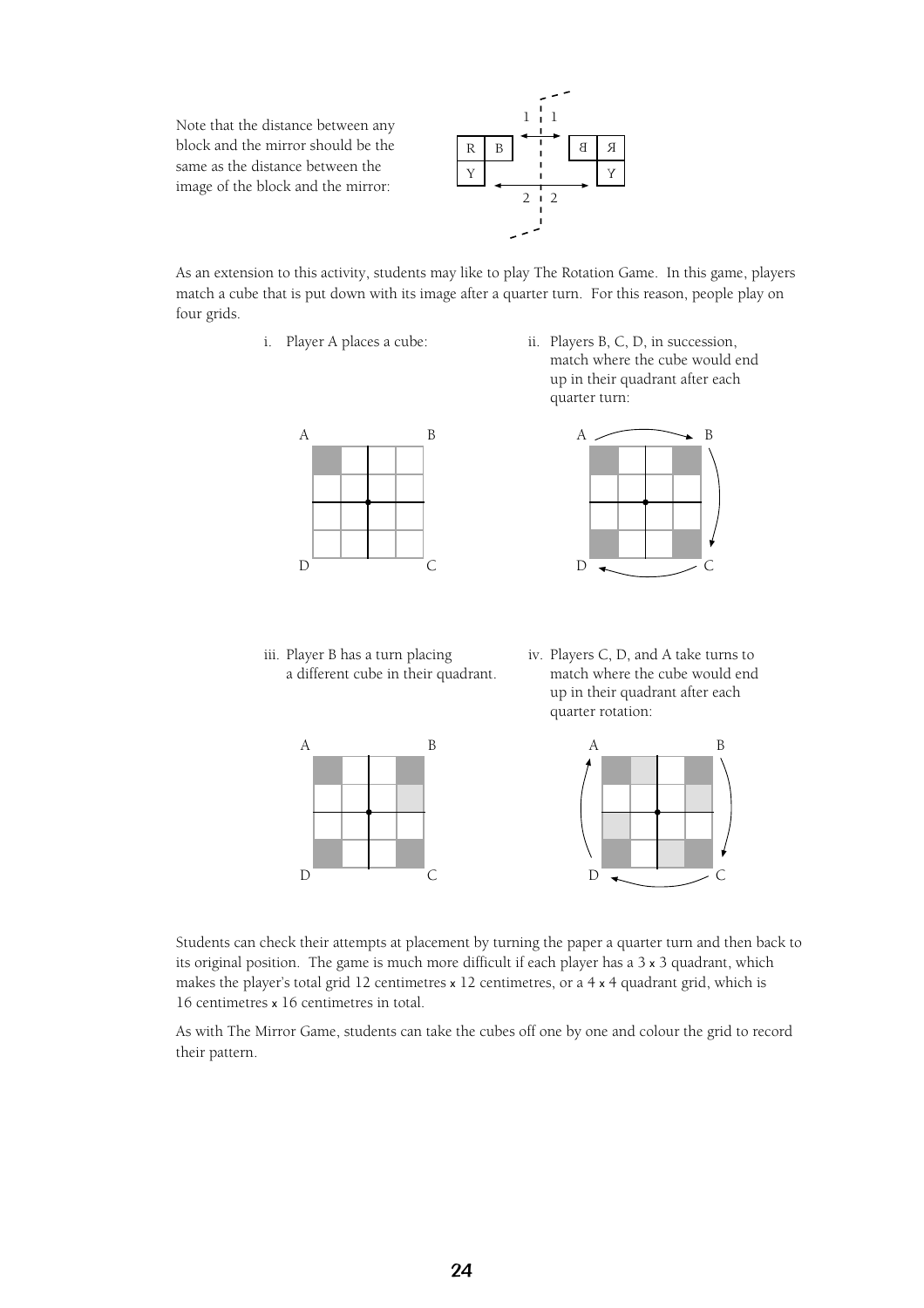Note that the distance between any block and the mirror should be the same as the distance between the image of the block and the mirror:

As an extension to this activity, students may like to play The Rotation Game. In this game, players match a cube that is put down with its image after a quarter turn. For this reason, people play on four grids.

i. Player A places a cube:

ii. Players B, C, D, in succession, match where the cube would end up in their quadrant after each quarter turn:

iii. Player B has a turn placing a different cube in their quadrant.

iv. Players C, D, and A take turns to match where the cube would end up in their quadrant after each quarter rotation:

Students can check their attempts at placement by turning the paper a quarter turn and then back to its original position. The game is much more difficult if each player has a 3 x 3 quadrant, which makes the player's total grid 12 centimetres x 12 centimetres, or a 4 x 4 quadrant grid, which is 16 centimetres x 16 centimetres in total.

As with The Mirror Game, students can take the cubes off one by one and colour the grid to record their pattern.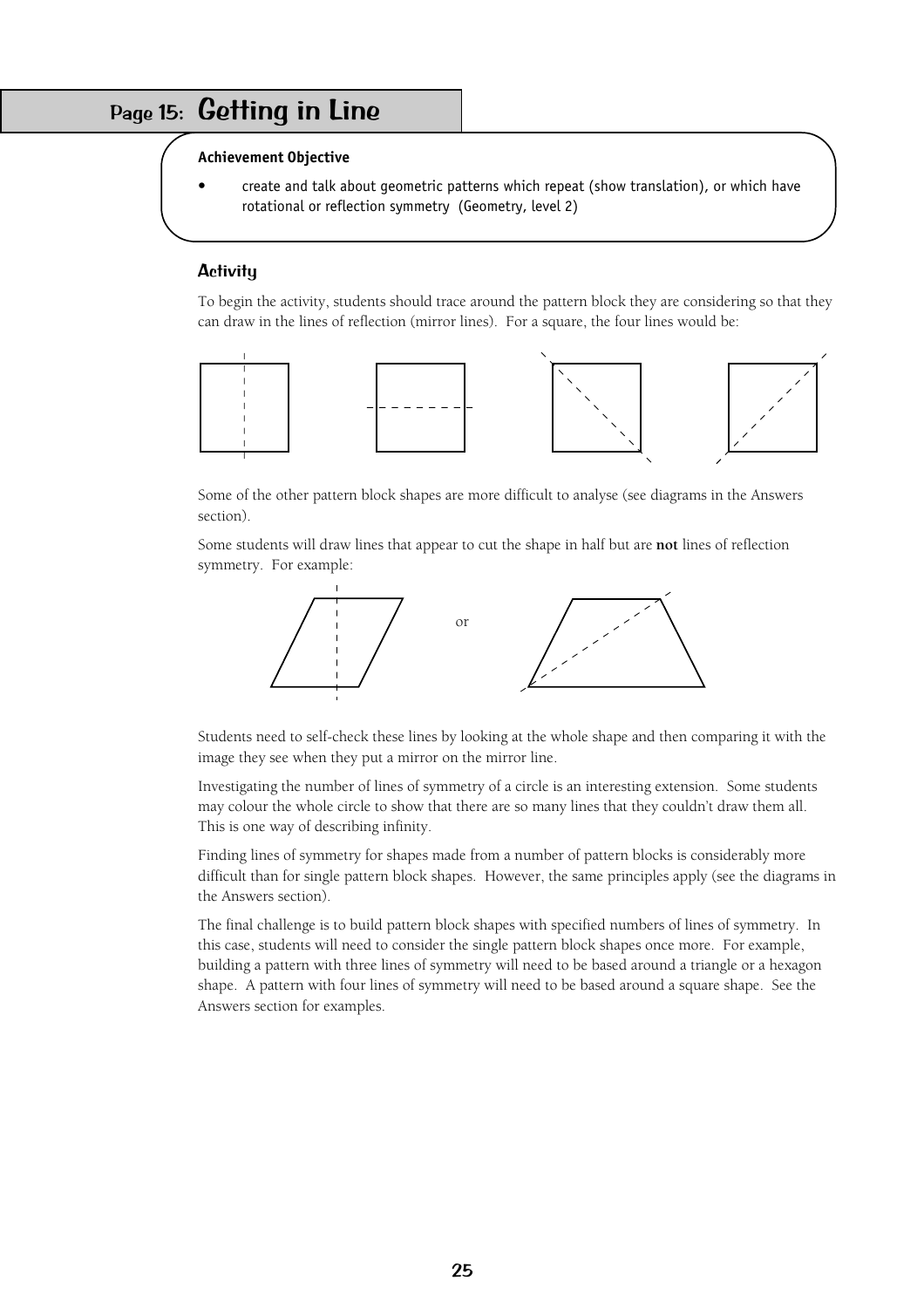# Page 15: Getting in Line

**Achievement Objective**

- create and talk about geometric patterns which repeat (show translation), or which have rotational or reflection symmetry (Geometry, level 2)

## Activity

To begin the activity, students should trace around the pattern block they are considering so that they can draw in the lines of reflection (mirror lines). For a square, the four lines would be:

Some of the other pattern block shapes are more difficult to analyse (see diagrams in the Answers section).

Some students will draw lines that appear to cut the shape in half but are **not** lines of reflection symmetry. For example:

or

Students need to self-check these lines by looking at the whole shape and then comparing it with the image they see when they put a mirror on the mirror line.

Investigating the number of lines of symmetry of a circle is an interesting extension. Some students may colour the whole circle to show that there are so many lines that they couldn't draw them all. This is one way of describing infinity.

Finding lines of symmetry for shapes made from a number of pattern blocks is considerably more difficult than for single pattern block shapes. However, the same principles apply (see the diagrams in the Answers section).

The final challenge is to build pattern block shapes with specified numbers of lines of symmetry. In this case, students will need to consider the single pattern block shapes once more. For example, building a pattern with three lines of symmetry will need to be based around a triangle or a hexagon shape. A pattern with four lines of symmetry will need to be based around a square shape. See the Answers section for examples.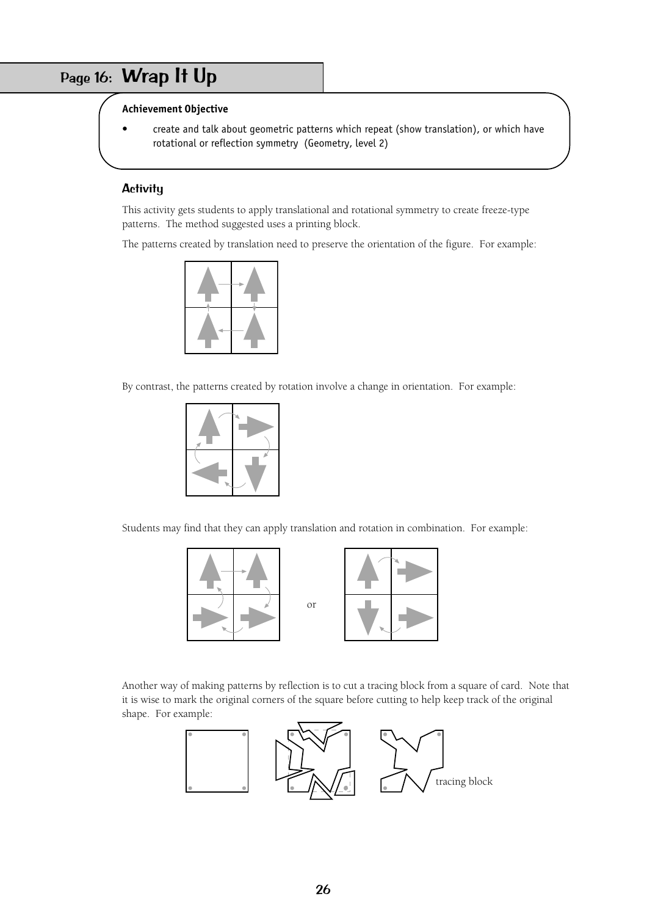# Page 16: Wrap It Up

**Achievement Objective**

- create and talk about geometric patterns which repeat (show translation), or which have rotational or reflection symmetry (Geometry, level 2)

## Activity

This activity gets students to apply translational and rotational symmetry to create freeze-type patterns. The method suggested uses a printing block.

The patterns created by translation need to preserve the orientation of the figure. For example:

By contrast, the patterns created by rotation involve a change in orientation. For example:

Students may find that they can apply translation and rotation in combination. For example:

or

Another way of making patterns by reflection is to cut a tracing block from a square of card. Note that it is wise to mark the original corners of the square before cutting to help keep track of the original shape. For example:

tracing block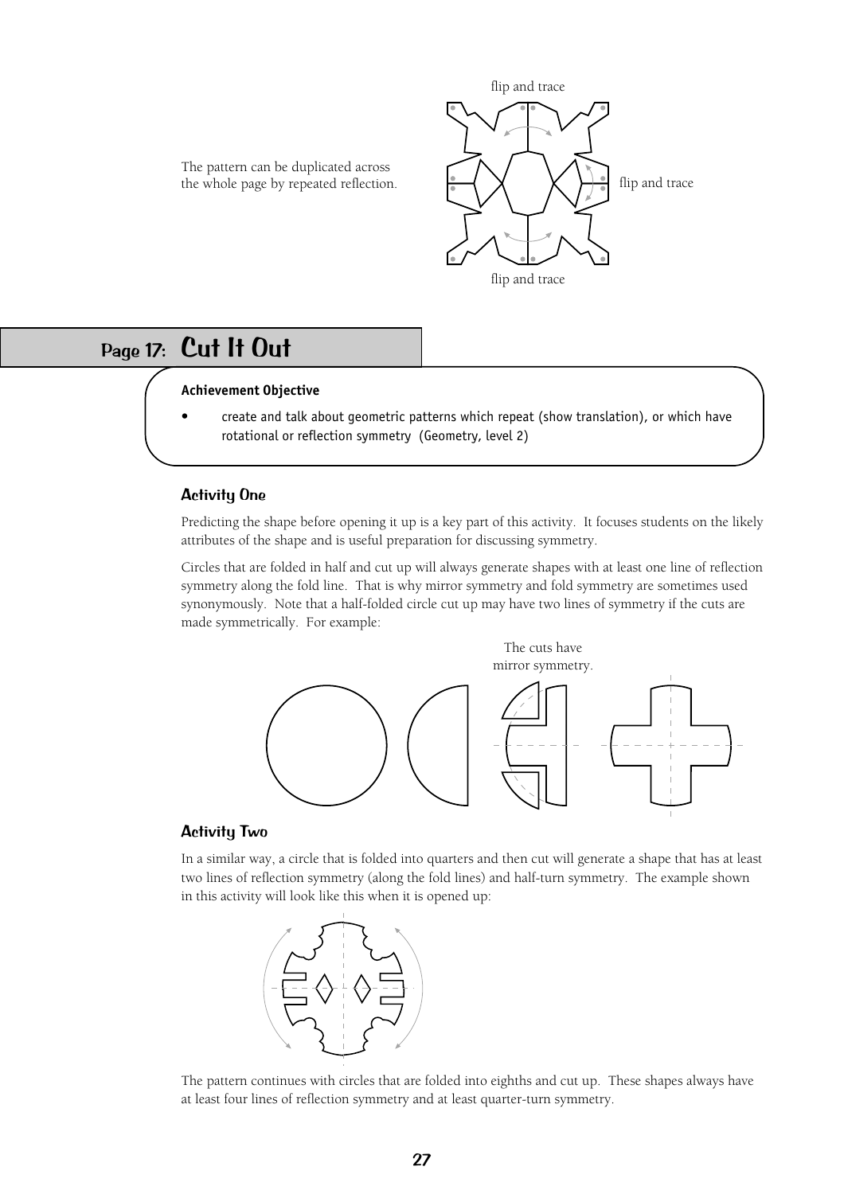The pattern can be duplicated across the whole page by repeated reflection.

flip and trace

flip and trace

flip and trace

## Page 17: Cut It Out

**Achievement Objective**

- create and talk about geometric patterns which repeat (show translation), or which have rotational or reflection symmetry (Geometry, level 2)

### Activity One

Predicting the shape before opening it up is a key part of this activity. It focuses students on the likely attributes of the shape and is useful preparation for discussing symmetry.

Circles that are folded in half and cut up will always generate shapes with at least one line of reflection symmetry along the fold line. That is why mirror symmetry and fold symmetry are sometimes used synonymously. Note that a half-folded circle cut up may have two lines of symmetry if the cuts are made symmetrically. For example:

The cuts have mirror symmetry.

### Activity Two

In a similar way, a circle that is folded into quarters and then cut will generate a shape that has at least two lines of reflection symmetry (along the fold lines) and half-turn symmetry. The example shown in this activity will look like this when it is opened up:

The pattern continues with circles that are folded into eighths and cut up. These shapes always have at least four lines of reflection symmetry and at least quarter-turn symmetry.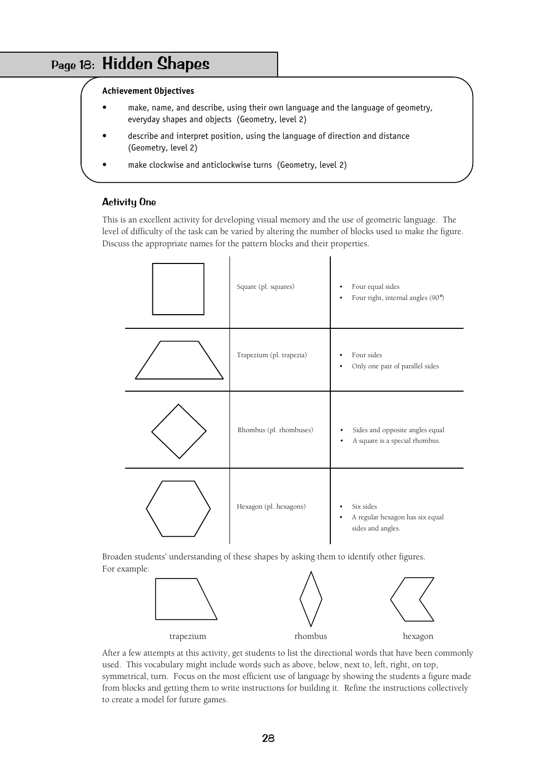## Page 18: Hidden Shapes

**Achievement Objectives**

- make, name, and describe, using their own language and the language of geometry, everyday shapes and objects (Geometry, level 2)
- describe and interpret position, using the language of direction and distance (Geometry, level 2)
- make clockwise and anticlockwise turns (Geometry, level 2)

### Activity One

This is an excellent activity for developing visual memory and the use of geometric language. The level of difficulty of the task can be varied by altering the number of blocks used to make the figure. Discuss the appropriate names for the pattern blocks and their properties.

| | | |
|---|---|---|
| | Square (pl. squares) | • Four equal sides<br>• Four right, internal angles (90°) |
| | Trapezium (pl. trapezia) | • Four sides<br>• Only one pair of parallel sides |
| | Rhombus (pl. rhombuses) | • Sides and opposite angles equal<br>• A square is a special rhombus. |
| | Hexagon (pl. hexagons) | • Six sides<br>• A regular hexagon has six equal sides and angles. |

Broaden students' understanding of these shapes by asking them to identify other figures. For example:

trapezium rhombus hexagon

After a few attempts at this activity, get students to list the directional words that have been commonly used. This vocabulary might include words such as above, below, next to, left, right, on top, symmetrical, turn. Focus on the most efficient use of language by showing the students a figure made from blocks and getting them to write instructions for building it. Refine the instructions collectively to create a model for future games.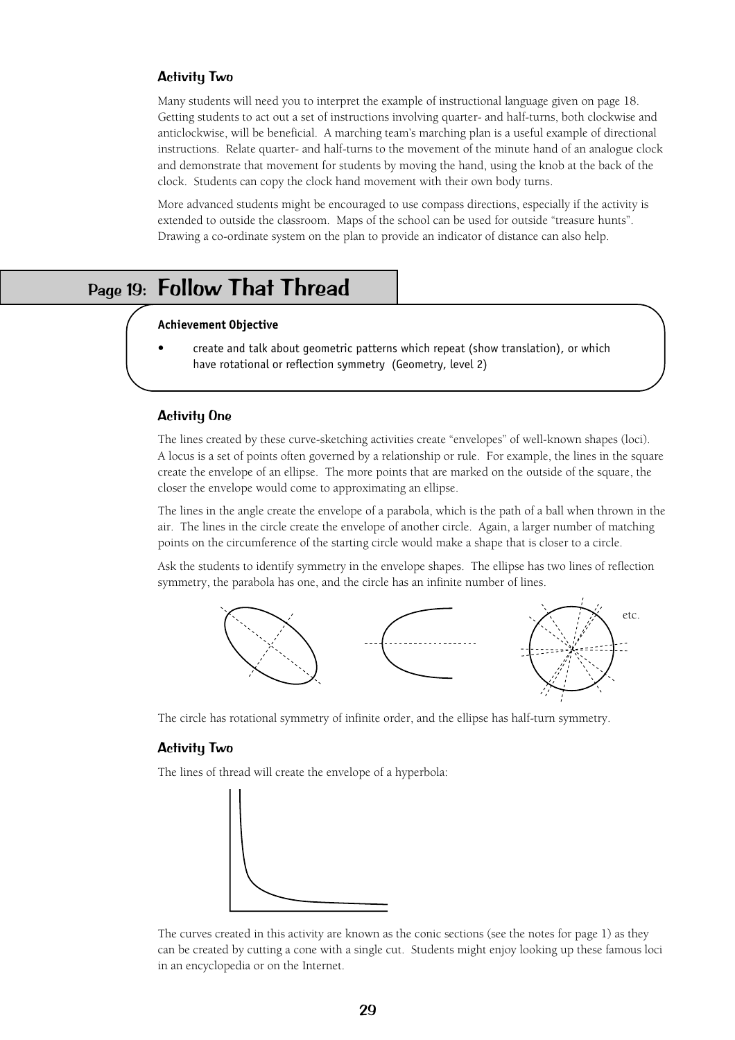## Activity Two

Many students will need you to interpret the example of instructional language given on page 18. Getting students to act out a set of instructions involving quarter- and half-turns, both clockwise and anticlockwise, will be beneficial. A marching team's marching plan is a useful example of directional instructions. Relate quarter- and half-turns to the movement of the minute hand of an analogue clock and demonstrate that movement for students by moving the hand, using the knob at the back of the clock. Students can copy the clock hand movement with their own body turns.

More advanced students might be encouraged to use compass directions, especially if the activity is extended to outside the classroom. Maps of the school can be used for outside "treasure hunts". Drawing a co-ordinate system on the plan to provide an indicator of distance can also help.

# Page 19: Follow That Thread

**Achievement Objective**

- create and talk about geometric patterns which repeat (show translation), or which have rotational or reflection symmetry (Geometry, level 2)

## Activity One

The lines created by these curve-sketching activities create "envelopes" of well-known shapes (loci). A locus is a set of points often governed by a relationship or rule. For example, the lines in the square create the envelope of an ellipse. The more points that are marked on the outside of the square, the closer the envelope would come to approximating an ellipse.

The lines in the angle create the envelope of a parabola, which is the path of a ball when thrown in the air. The lines in the circle create the envelope of another circle. Again, a larger number of matching points on the circumference of the starting circle would make a shape that is closer to a circle.

Ask the students to identify symmetry in the envelope shapes. The ellipse has two lines of reflection symmetry, the parabola has one, and the circle has an infinite number of lines.

etc.

The circle has rotational symmetry of infinite order, and the ellipse has half-turn symmetry.

## Activity Two

The lines of thread will create the envelope of a hyperbola:

The curves created in this activity are known as the conic sections (see the notes for page 1) as they can be created by cutting a cone with a single cut. Students might enjoy looking up these famous loci in an encyclopedia or on the Internet.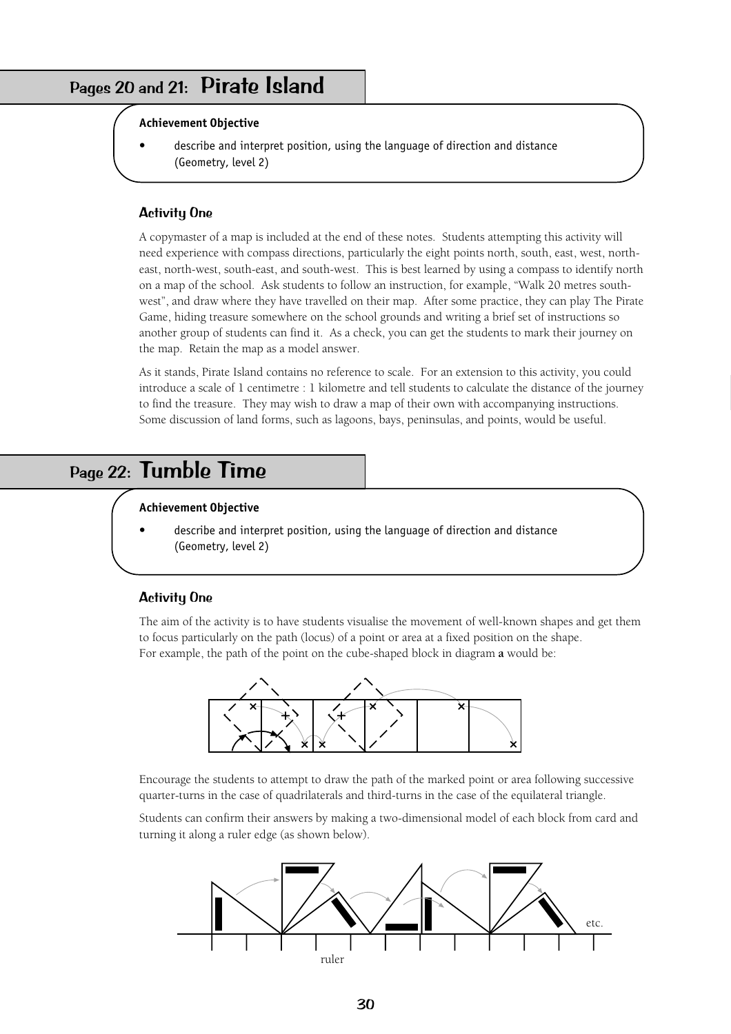## Pages 20 and 21: Pirate Island

**Achievement Objective**

- describe and interpret position, using the language of direction and distance (Geometry, level 2)

### Activity One

A copymaster of a map is included at the end of these notes. Students attempting this activity will need experience with compass directions, particularly the eight points north, south, east, west, north-east, north-west, south-east, and south-west. This is best learned by using a compass to identify north on a map of the school. Ask students to follow an instruction, for example, "Walk 20 metres south-west", and draw where they have travelled on their map. After some practice, they can play The Pirate Game, hiding treasure somewhere on the school grounds and writing a brief set of instructions so another group of students can find it. As a check, you can get the students to mark their journey on the map. Retain the map as a model answer.

As it stands, Pirate Island contains no reference to scale. For an extension to this activity, you could introduce a scale of 1 centimetre : 1 kilometre and tell students to calculate the distance of the journey to find the treasure. They may wish to draw a map of their own with accompanying instructions. Some discussion of land forms, such as lagoons, bays, peninsulas, and points, would be useful.

## Page 22: Tumble Time

**Achievement Objective**

- describe and interpret position, using the language of direction and distance (Geometry, level 2)

### Activity One

The aim of the activity is to have students visualise the movement of well-known shapes and get them to focus particularly on the path (locus) of a point or area at a fixed position on the shape.
For example, the path of the point on the cube-shaped block in diagram **a** would be:

Encourage the students to attempt to draw the path of the marked point or area following successive quarter-turns in the case of quadrilaterals and third-turns in the case of the equilateral triangle.

Students can confirm their answers by making a two-dimensional model of each block from card and turning it along a ruler edge (as shown below).

etc.

ruler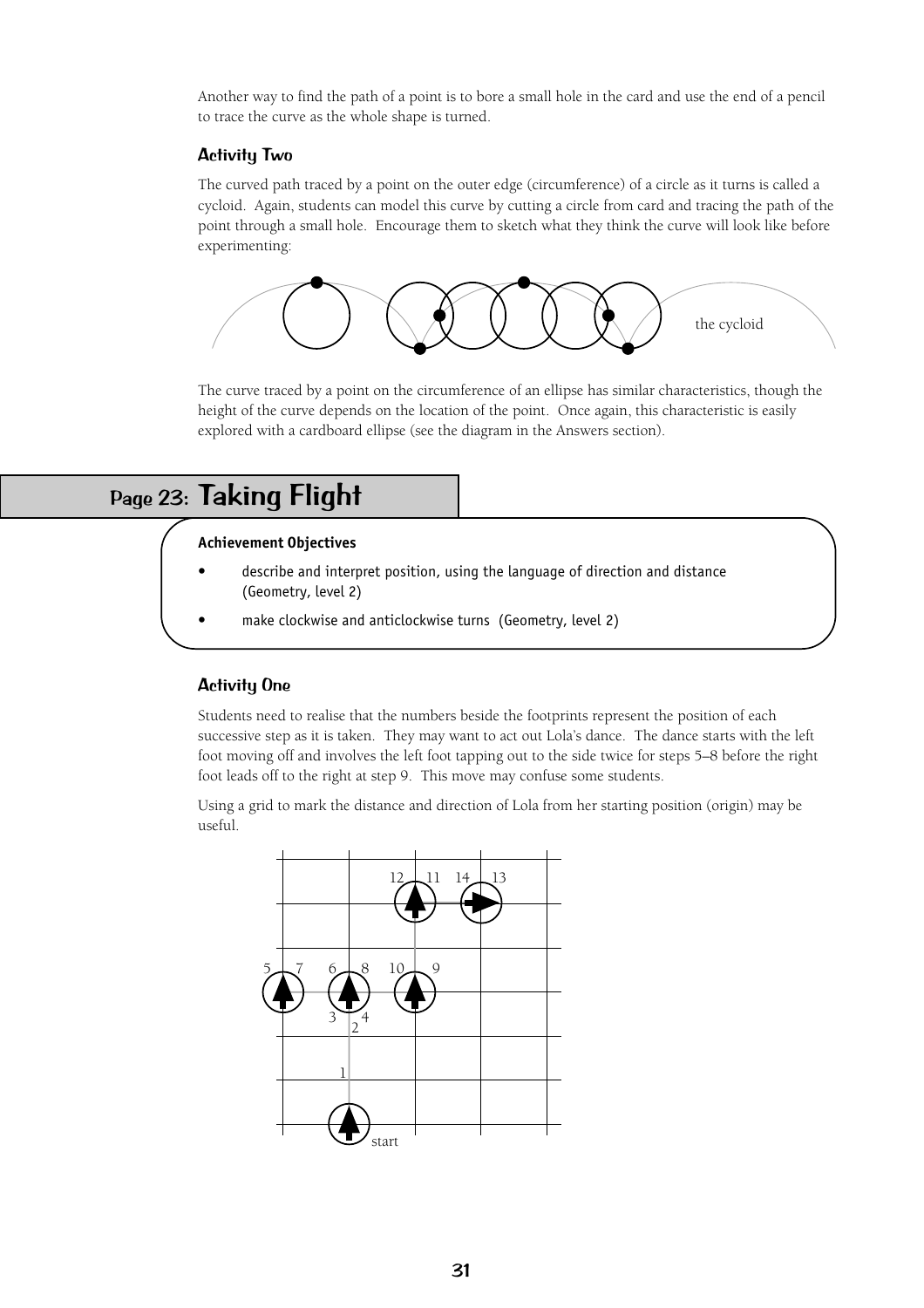Another way to find the path of a point is to bore a small hole in the card and use the end of a pencil to trace the curve as the whole shape is turned.

### Activity Two

The curved path traced by a point on the outer edge (circumference) of a circle as it turns is called a cycloid. Again, students can model this curve by cutting a circle from card and tracing the path of the point through a small hole. Encourage them to sketch what they think the curve will look like before experimenting:

the cycloid

The curve traced by a point on the circumference of an ellipse has similar characteristics, though the height of the curve depends on the location of the point. Once again, this characteristic is easily explored with a cardboard ellipse (see the diagram in the Answers section).

## Page 23: Taking Flight

**Achievement Objectives**

- describe and interpret position, using the language of direction and distance (Geometry, level 2)
- make clockwise and anticlockwise turns (Geometry, level 2)

### Activity One

Students need to realise that the numbers beside the footprints represent the position of each successive step as it is taken. They may want to act out Lola's dance. The dance starts with the left foot moving off and involves the left foot tapping out to the side twice for steps 5–8 before the right foot leads off to the right at step 9. This move may confuse some students.

Using a grid to mark the distance and direction of Lola from her starting position (origin) may be useful.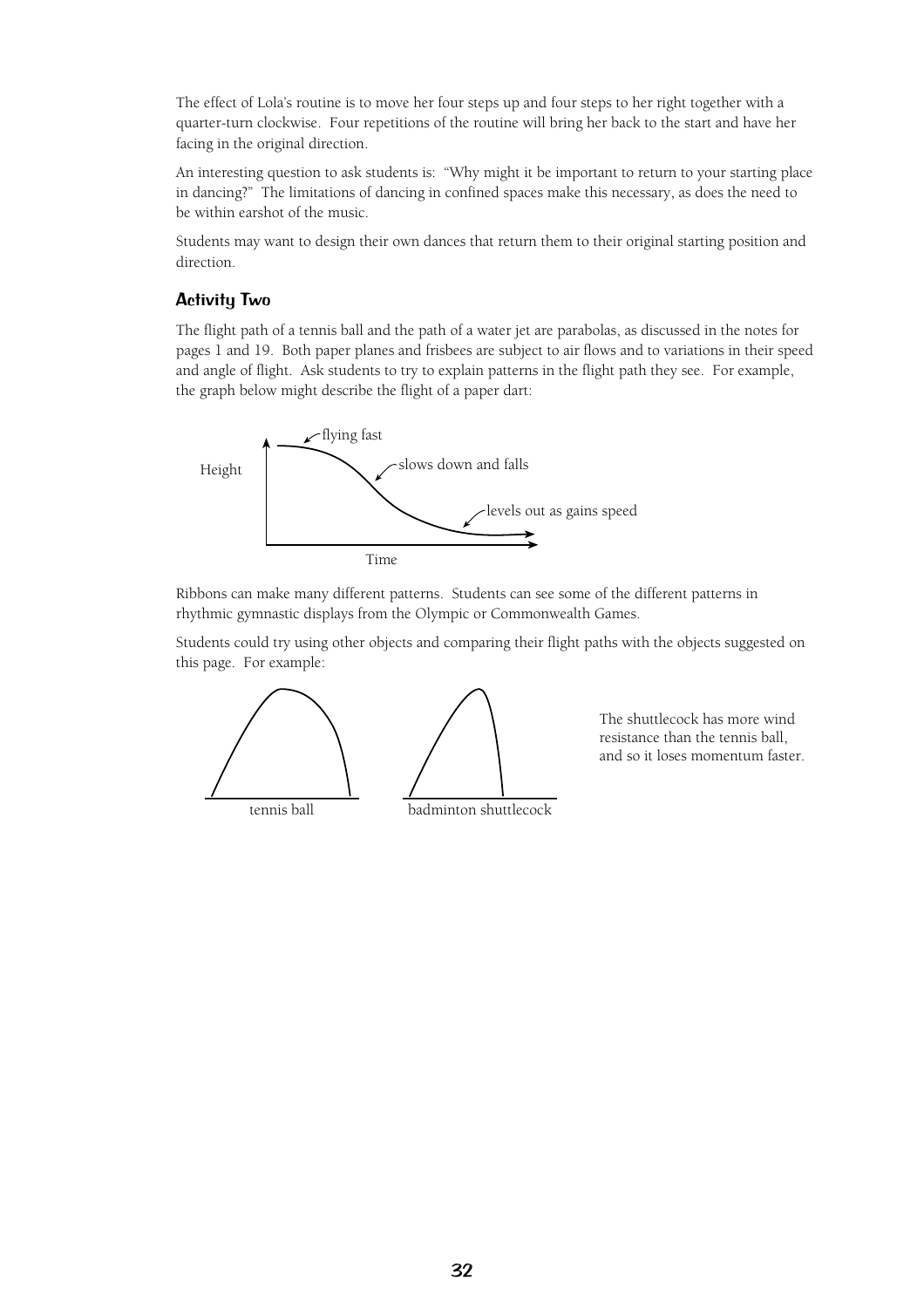The effect of Lola's routine is to move her four steps up and four steps to her right together with a quarter-turn clockwise. Four repetitions of the routine will bring her back to the start and have her facing in the original direction.

An interesting question to ask students is: "Why might it be important to return to your starting place in dancing?" The limitations of dancing in confined spaces make this necessary, as does the need to be within earshot of the music.

Students may want to design their own dances that return them to their original starting position and direction.

### Activity Two

The flight path of a tennis ball and the path of a water jet are parabolas, as discussed in the notes for pages 1 and 19. Both paper planes and frisbees are subject to air flows and to variations in their speed and angle of flight. Ask students to try to explain patterns in the flight path they see. For example, the graph below might describe the flight of a paper dart:

Height

flying fast

slows down and falls

levels out as gains speed

Time

Ribbons can make many different patterns. Students can see some of the different patterns in rhythmic gymnastic displays from the Olympic or Commonwealth Games.

Students could try using other objects and comparing their flight paths with the objects suggested on this page. For example:

tennis ball

badminton shuttlecock

The shuttlecock has more wind resistance than the tennis ball, and so it loses momentum faster.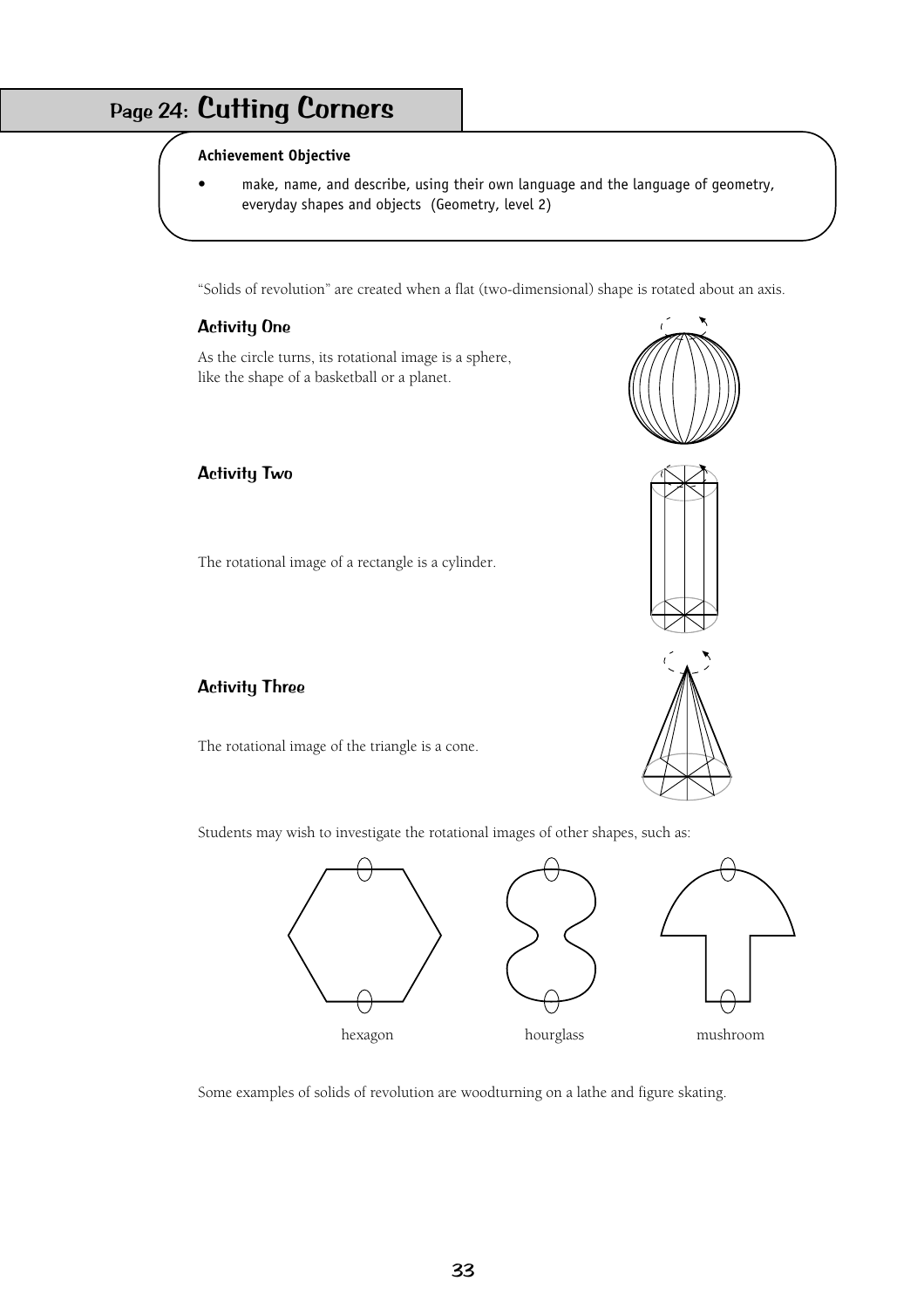## Page 24: Cutting Corners

**Achievement Objective**

- make, name, and describe, using their own language and the language of geometry, everyday shapes and objects (Geometry, level 2)

"Solids of revolution" are created when a flat (two-dimensional) shape is rotated about an axis.

### Activity One

As the circle turns, its rotational image is a sphere, like the shape of a basketball or a planet.

### Activity Two

The rotational image of a rectangle is a cylinder.

### Activity Three

The rotational image of the triangle is a cone.

Students may wish to investigate the rotational images of other shapes, such as:

hexagon hourglass mushroom

Some examples of solids of revolution are woodturning on a lathe and figure skating.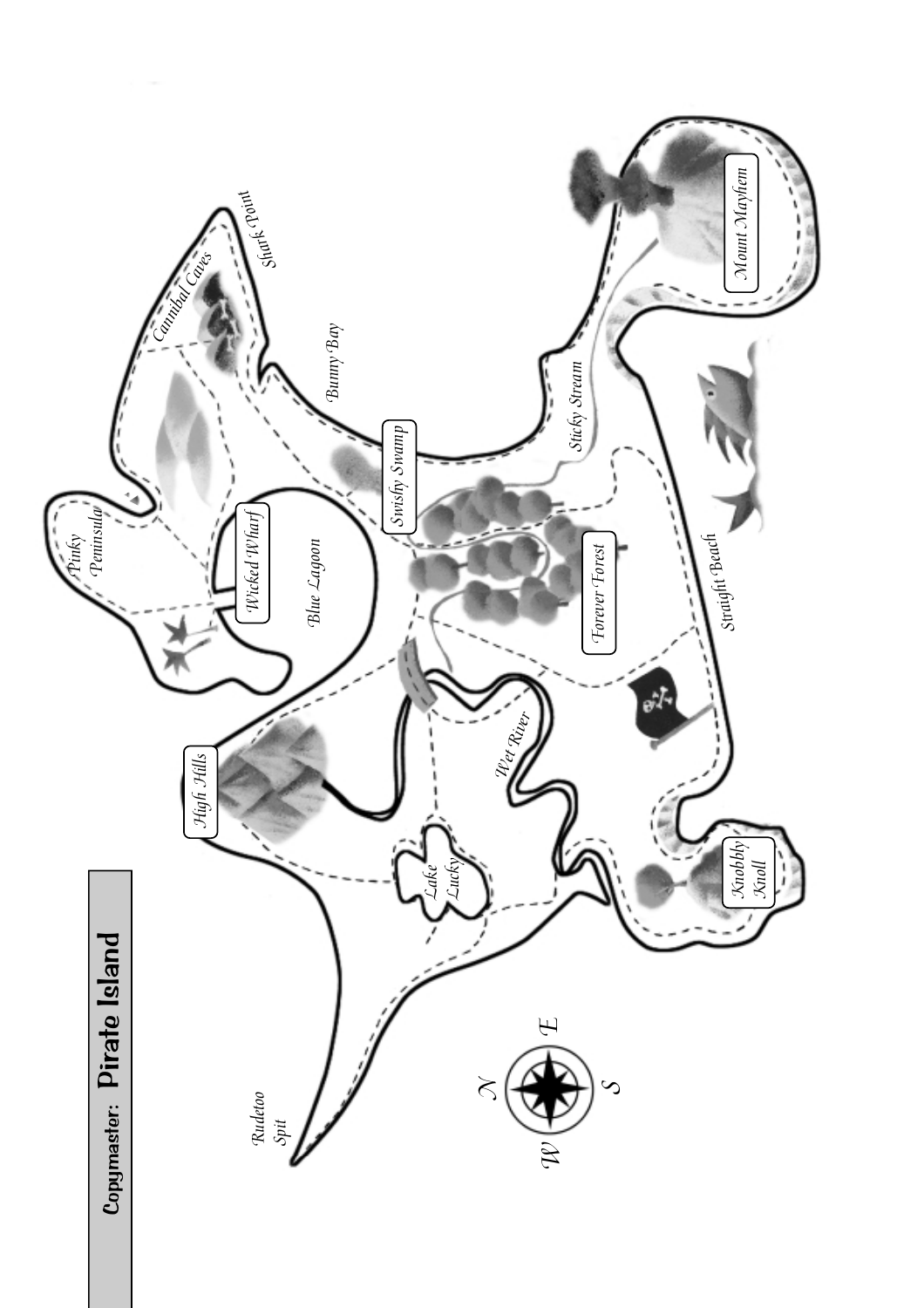**Copymaster: Pirate Island**

Rudetoo Spit

High Hills

Lake Lucky

Wet River

Knobbly Knoll

Blue Lagoon

Wicked Wharf

Pinky Peninsula

Forever Forest

Straight Beach

Swishy Swamp

Cannibal Caves

Shark Point

Bunny Bay

Sticky Stream

Mount Mayhem

N

E

S

W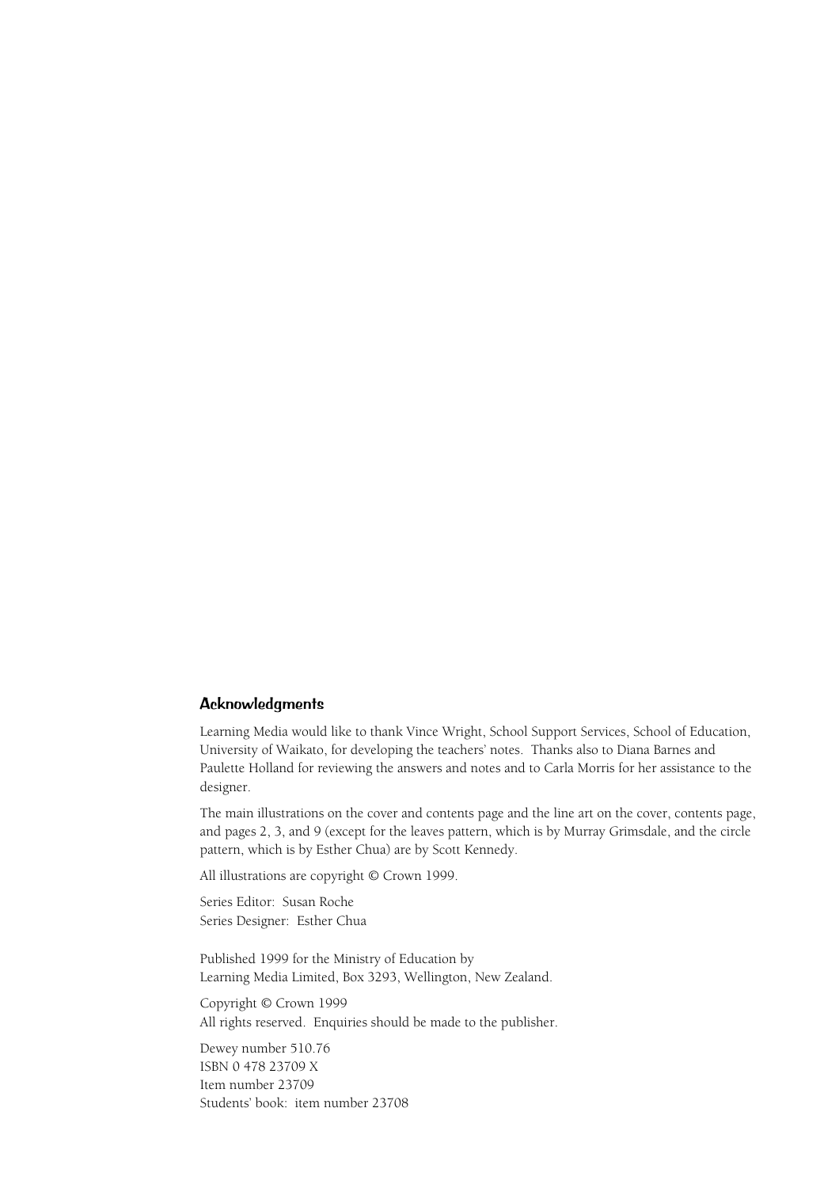### Acknowledgments

Learning Media would like to thank Vince Wright, School Support Services, School of Education, University of Waikato, for developing the teachers' notes. Thanks also to Diana Barnes and Paulette Holland for reviewing the answers and notes and to Carla Morris for her assistance to the designer.

The main illustrations on the cover and contents page and the line art on the cover, contents page, and pages 2, 3, and 9 (except for the leaves pattern, which is by Murray Grimsdale, and the circle pattern, which is by Esther Chua) are by Scott Kennedy.

All illustrations are copyright © Crown 1999.

Series Editor: Susan Roche
Series Designer: Esther Chua

Published 1999 for the Ministry of Education by
Learning Media Limited, Box 3293, Wellington, New Zealand.

Copyright © Crown 1999
All rights reserved. Enquiries should be made to the publisher.

Dewey number 510.76
ISBN 0 478 23709 X
Item number 23709
Students' book: item number 23708